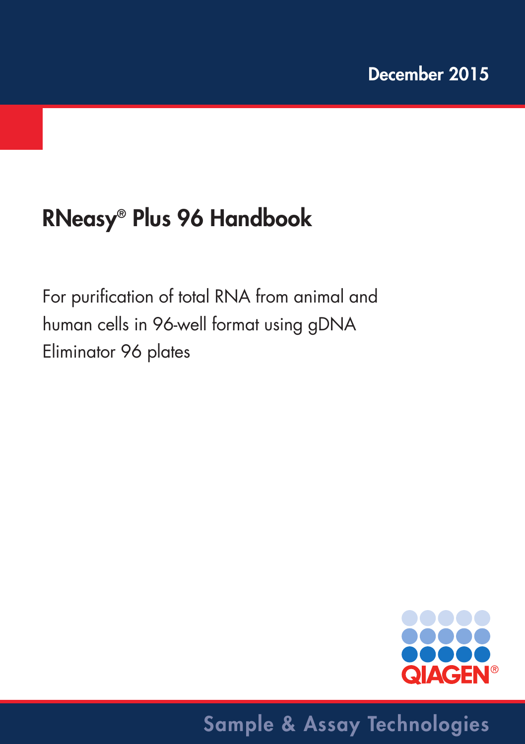December 2015

# RNeasy® Plus 96 Handbook

For purification of total RNA from animal and human cells in 96-well format using gDNA Eliminator 96 plates

QIAGEN®

Sample & Assay Technologies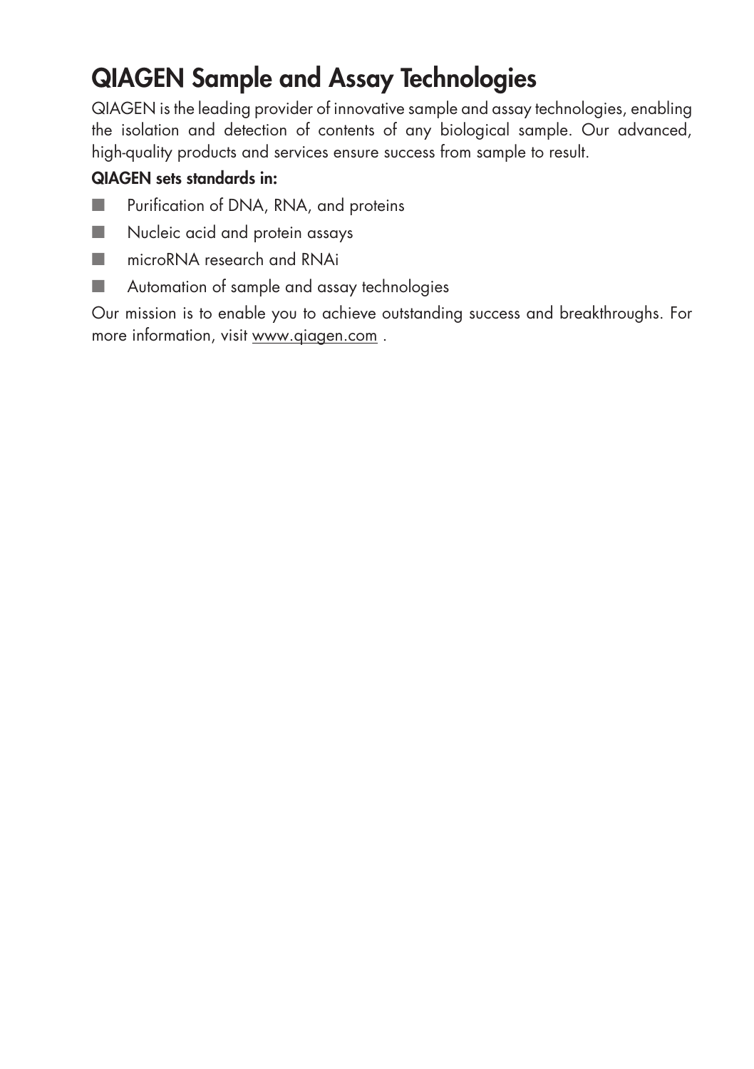# QIAGEN Sample and Assay Technologies

QIAGEN is the leading provider of innovative sample and assay technologies, enabling the isolation and detection of contents of any biological sample. Our advanced, high-quality products and services ensure success from sample to result.

**QIAGEN sets standards in:**

- Purification of DNA, RNA, and proteins
- Nucleic acid and protein assays
- microRNA research and RNAi
- Automation of sample and assay technologies

Our mission is to enable you to achieve outstanding success and breakthroughs. For more information, visit www.qiagen.com .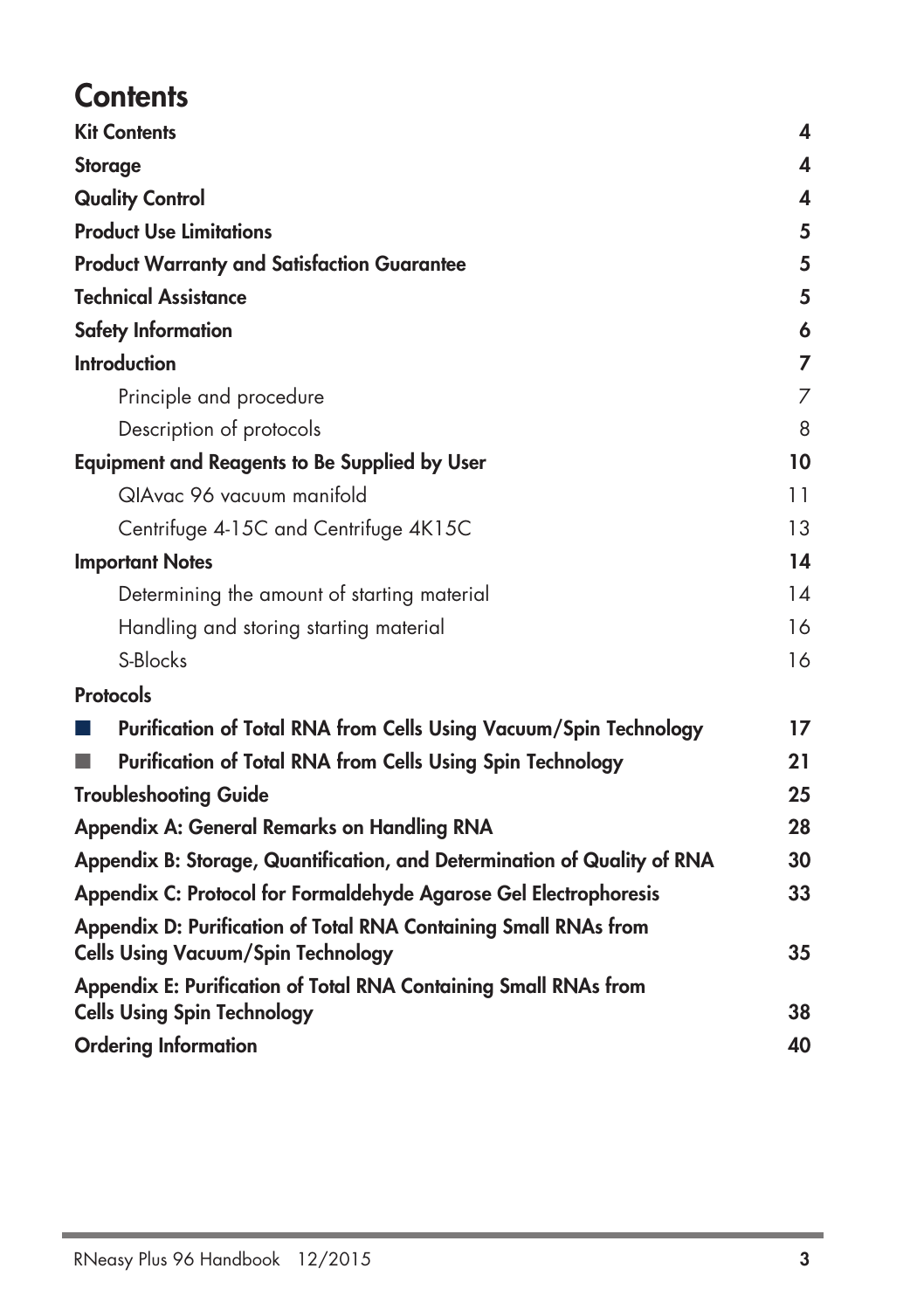# Contents

| | |
|---|---|
| **Kit Contents** | **4** |
| **Storage** | **4** |
| **Quality Control** | **4** |
| **Product Use Limitations** | **5** |
| **Product Warranty and Satisfaction Guarantee** | **5** |
| **Technical Assistance** | **5** |
| **Safety Information** | **6** |
| **Introduction** | **7** |
| Principle and procedure | 7 |
| Description of protocols | 8 |
| **Equipment and Reagents to Be Supplied by User** | **10** |
| QIAvac 96 vacuum manifold | 11 |
| Centrifuge 4-15C and Centrifuge 4K15C | 13 |
| **Important Notes** | **14** |
| Determining the amount of starting material | 14 |
| Handling and storing starting material | 16 |
| S-Blocks | 16 |
| **Protocols** | |
| ■ **Purification of Total RNA from Cells Using Vacuum/Spin Technology** | **17** |
| ■ **Purification of Total RNA from Cells Using Spin Technology** | **21** |
| **Troubleshooting Guide** | **25** |
| **Appendix A: General Remarks on Handling RNA** | **28** |
| **Appendix B: Storage, Quantification, and Determination of Quality of RNA** | **30** |
| **Appendix C: Protocol for Formaldehyde Agarose Gel Electrophoresis** | **33** |
| **Appendix D: Purification of Total RNA Containing Small RNAs from Cells Using Vacuum/Spin Technology** | **35** |
| **Appendix E: Purification of Total RNA Containing Small RNAs from Cells Using Spin Technology** | **38** |
| **Ordering Information** | **40** |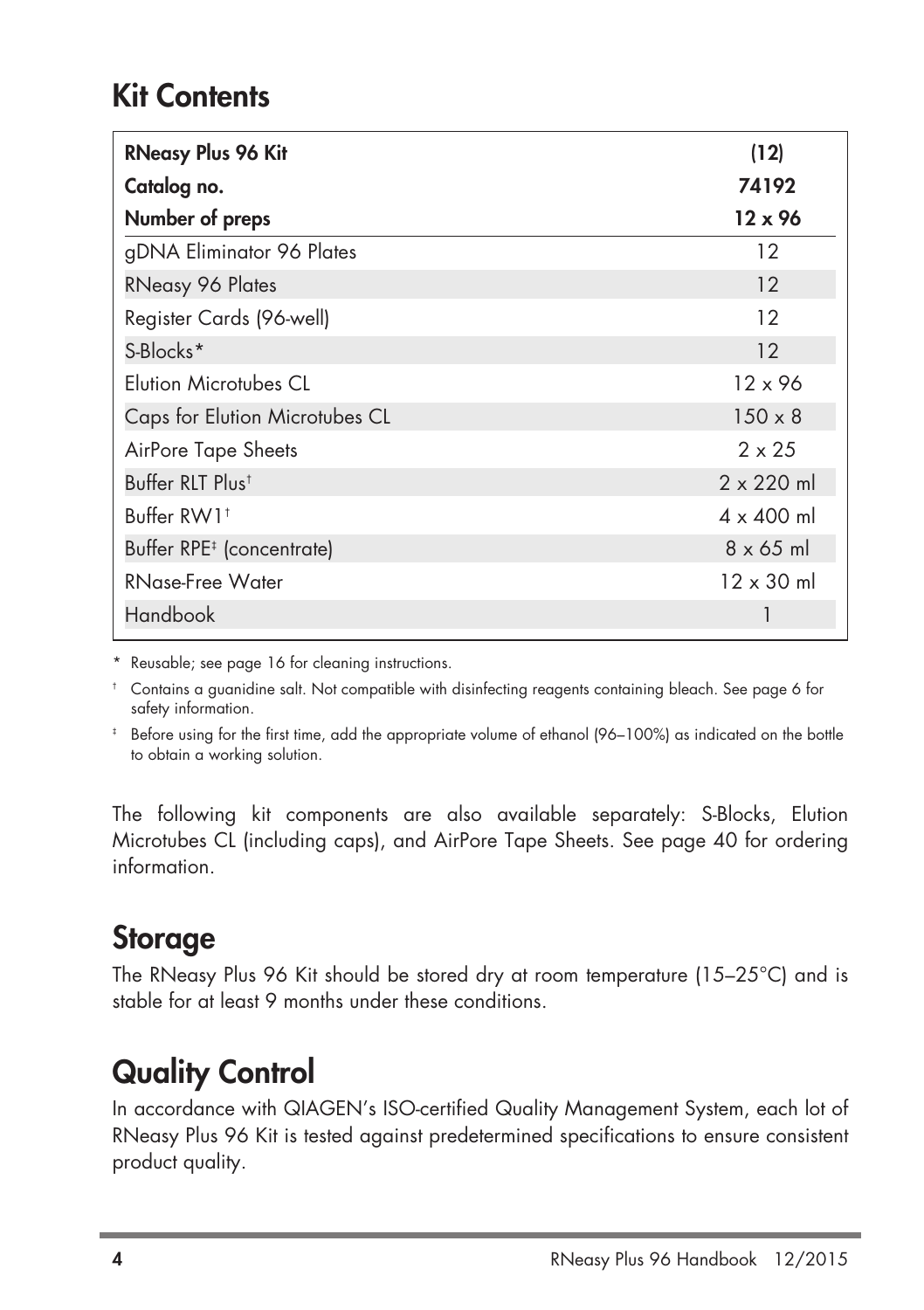## Kit Contents

| RNeasy Plus 96 Kit | (12) |
|---|---|
| **Catalog no.** | **74192** |
| **Number of preps** | **12 x 96** |
| gDNA Eliminator 96 Plates | 12 |
| RNeasy 96 Plates | 12 |
| Register Cards (96-well) | 12 |
| S-Blocks* | 12 |
| Elution Microtubes CL | 12 x 96 |
| Caps for Elution Microtubes CL | 150 x 8 |
| AirPore Tape Sheets | 2 x 25 |
| Buffer RLT Plus† | 2 x 220 ml |
| Buffer RW1† | 4 x 400 ml |
| Buffer RPE‡ (concentrate) | 8 x 65 ml |
| RNase-Free Water | 12 x 30 ml |
| Handbook | 1 |

\* Reusable; see page 16 for cleaning instructions.

† Contains a guanidine salt. Not compatible with disinfecting reagents containing bleach. See page 6 for safety information.

‡ Before using for the first time, add the appropriate volume of ethanol (96–100%) as indicated on the bottle to obtain a working solution.

The following kit components are also available separately: S-Blocks, Elution Microtubes CL (including caps), and AirPore Tape Sheets. See page 40 for ordering information.

## Storage

The RNeasy Plus 96 Kit should be stored dry at room temperature (15–25°C) and is stable for at least 9 months under these conditions.

## Quality Control

In accordance with QIAGEN's ISO-certified Quality Management System, each lot of RNeasy Plus 96 Kit is tested against predetermined specifications to ensure consistent product quality.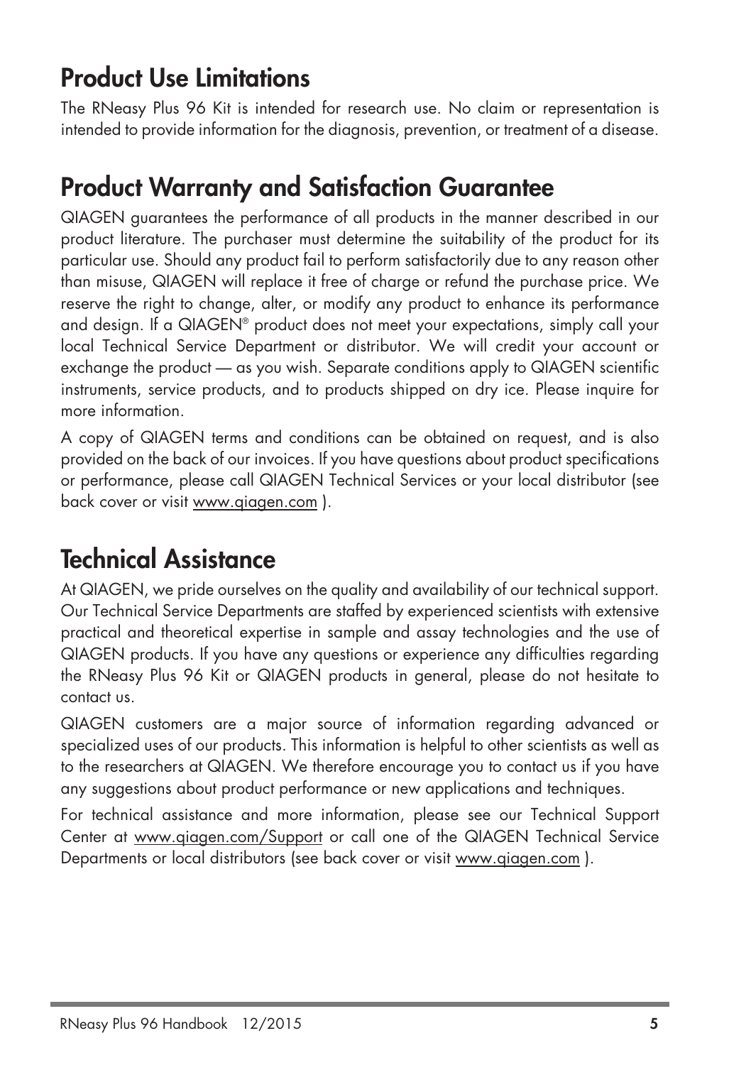# Product Use Limitations

The RNeasy Plus 96 Kit is intended for research use. No claim or representation is intended to provide information for the diagnosis, prevention, or treatment of a disease.

# Product Warranty and Satisfaction Guarantee

QIAGEN guarantees the performance of all products in the manner described in our product literature. The purchaser must determine the suitability of the product for its particular use. Should any product fail to perform satisfactorily due to any reason other than misuse, QIAGEN will replace it free of charge or refund the purchase price. We reserve the right to change, alter, or modify any product to enhance its performance and design. If a QIAGEN® product does not meet your expectations, simply call your local Technical Service Department or distributor. We will credit your account or exchange the product — as you wish. Separate conditions apply to QIAGEN scientific instruments, service products, and to products shipped on dry ice. Please inquire for more information.

A copy of QIAGEN terms and conditions can be obtained on request, and is also provided on the back of our invoices. If you have questions about product specifications or performance, please call QIAGEN Technical Services or your local distributor (see back cover or visit www.qiagen.com ).

# Technical Assistance

At QIAGEN, we pride ourselves on the quality and availability of our technical support. Our Technical Service Departments are staffed by experienced scientists with extensive practical and theoretical expertise in sample and assay technologies and the use of QIAGEN products. If you have any questions or experience any difficulties regarding the RNeasy Plus 96 Kit or QIAGEN products in general, please do not hesitate to contact us.

QIAGEN customers are a major source of information regarding advanced or specialized uses of our products. This information is helpful to other scientists as well as to the researchers at QIAGEN. We therefore encourage you to contact us if you have any suggestions about product performance or new applications and techniques.

For technical assistance and more information, please see our Technical Support Center at www.qiagen.com/Support or call one of the QIAGEN Technical Service Departments or local distributors (see back cover or visit www.qiagen.com ).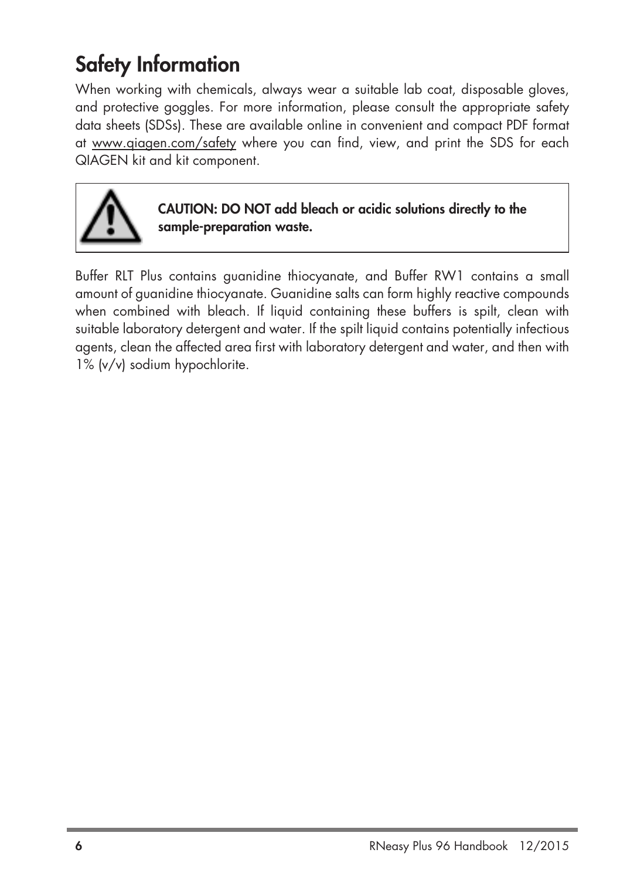# Safety Information

When working with chemicals, always wear a suitable lab coat, disposable gloves, and protective goggles. For more information, please consult the appropriate safety data sheets (SDSs). These are available online in convenient and compact PDF format at www.qiagen.com/safety where you can find, view, and print the SDS for each QIAGEN kit and kit component.

**CAUTION: DO NOT add bleach or acidic solutions directly to the sample-preparation waste.**

Buffer RLT Plus contains guanidine thiocyanate, and Buffer RW1 contains a small amount of guanidine thiocyanate. Guanidine salts can form highly reactive compounds when combined with bleach. If liquid containing these buffers is spilt, clean with suitable laboratory detergent and water. If the spilt liquid contains potentially infectious agents, clean the affected area first with laboratory detergent and water, and then with 1% (v/v) sodium hypochlorite.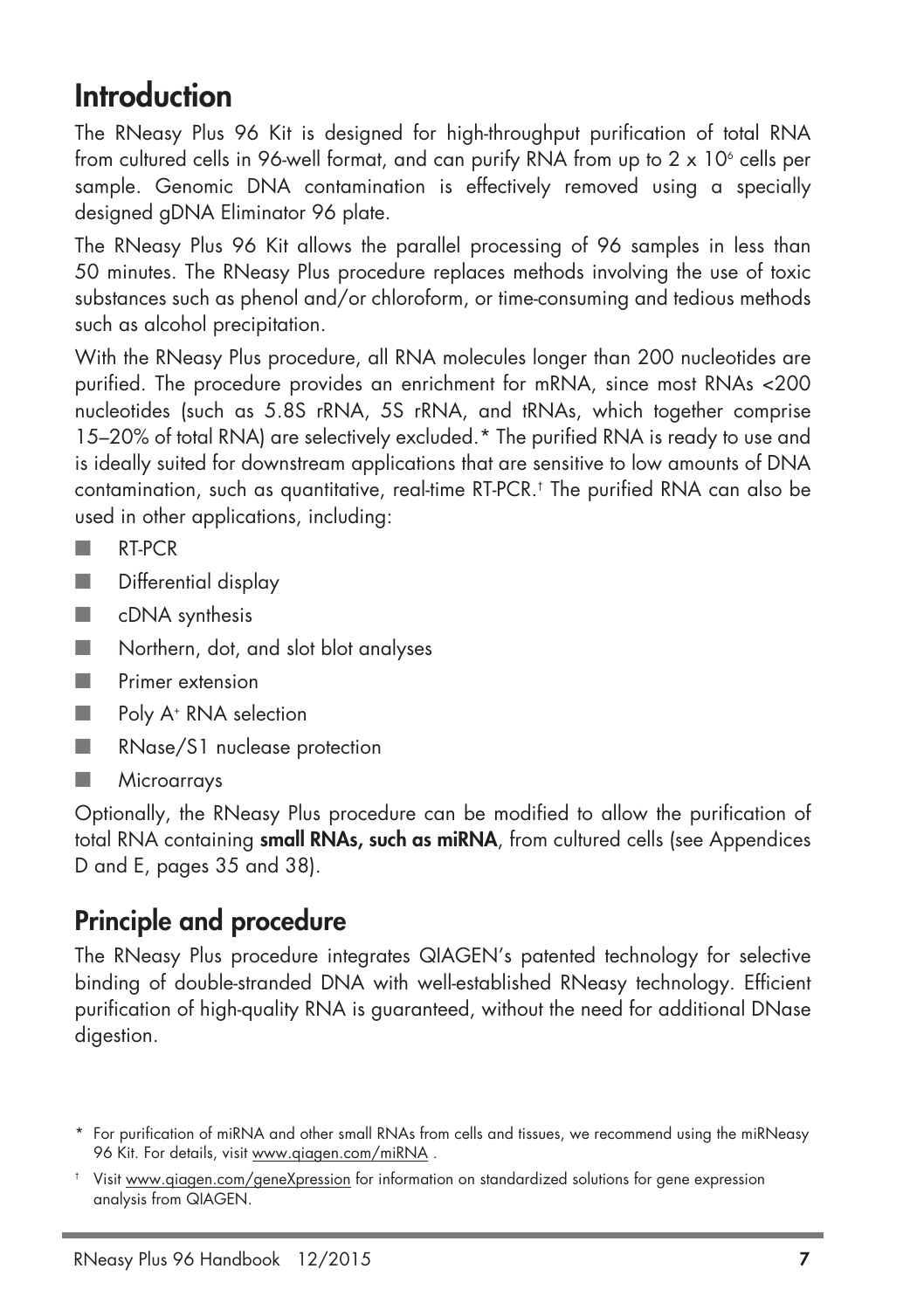# Introduction

The RNeasy Plus 96 Kit is designed for high-throughput purification of total RNA from cultured cells in 96-well format, and can purify RNA from up to 2 x $10^6$ cells per sample. Genomic DNA contamination is effectively removed using a specially designed gDNA Eliminator 96 plate.

The RNeasy Plus 96 Kit allows the parallel processing of 96 samples in less than 50 minutes. The RNeasy Plus procedure replaces methods involving the use of toxic substances such as phenol and/or chloroform, or time-consuming and tedious methods such as alcohol precipitation.

With the RNeasy Plus procedure, all RNA molecules longer than 200 nucleotides are purified. The procedure provides an enrichment for mRNA, since most RNAs <200 nucleotides (such as 5.8S rRNA, 5S rRNA, and tRNAs, which together comprise 15–20% of total RNA) are selectively excluded.* The purified RNA is ready to use and is ideally suited for downstream applications that are sensitive to low amounts of DNA contamination, such as quantitative, real-time RT-PCR.† The purified RNA can also be used in other applications, including:

- RT-PCR
- Differential display
- cDNA synthesis
- Northern, dot, and slot blot analyses
- Primer extension
- Poly A+ RNA selection
- RNase/S1 nuclease protection
- Microarrays

Optionally, the RNeasy Plus procedure can be modified to allow the purification of total RNA containing **small RNAs, such as miRNA**, from cultured cells (see Appendices D and E, pages 35 and 38).

## Principle and procedure

The RNeasy Plus procedure integrates QIAGEN's patented technology for selective binding of double-stranded DNA with well-established RNeasy technology. Efficient purification of high-quality RNA is guaranteed, without the need for additional DNase digestion.

\* For purification of miRNA and other small RNAs from cells and tissues, we recommend using the miRNeasy 96 Kit. For details, visit www.qiagen.com/miRNA .

† Visit www.qiagen.com/geneXpression for information on standardized solutions for gene expression analysis from QIAGEN.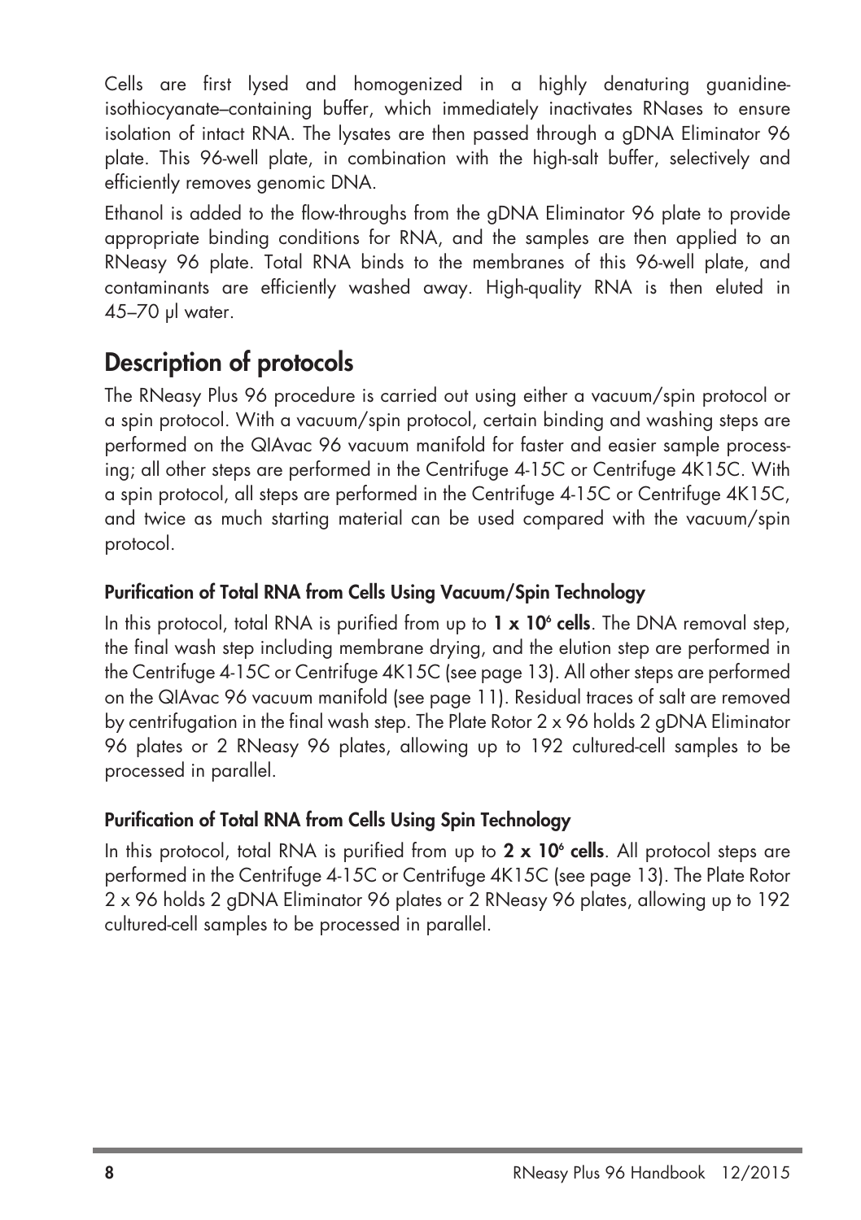Cells are first lysed and homogenized in a highly denaturing guanidine-isothiocyanate–containing buffer, which immediately inactivates RNases to ensure isolation of intact RNA. The lysates are then passed through a gDNA Eliminator 96 plate. This 96-well plate, in combination with the high-salt buffer, selectively and efficiently removes genomic DNA.

Ethanol is added to the flow-throughs from the gDNA Eliminator 96 plate to provide appropriate binding conditions for RNA, and the samples are then applied to an RNeasy 96 plate. Total RNA binds to the membranes of this 96-well plate, and contaminants are efficiently washed away. High-quality RNA is then eluted in 45–70 µl water.

## Description of protocols

The RNeasy Plus 96 procedure is carried out using either a vacuum/spin protocol or a spin protocol. With a vacuum/spin protocol, certain binding and washing steps are performed on the QIAvac 96 vacuum manifold for faster and easier sample processing; all other steps are performed in the Centrifuge 4-15C or Centrifuge 4K15C. With a spin protocol, all steps are performed in the Centrifuge 4-15C or Centrifuge 4K15C, and twice as much starting material can be used compared with the vacuum/spin protocol.

### Purification of Total RNA from Cells Using Vacuum/Spin Technology

In this protocol, total RNA is purified from up to **1 x $10^6$ cells**. The DNA removal step, the final wash step including membrane drying, and the elution step are performed in the Centrifuge 4-15C or Centrifuge 4K15C (see page 13). All other steps are performed on the QIAvac 96 vacuum manifold (see page 11). Residual traces of salt are removed by centrifugation in the final wash step. The Plate Rotor 2 x 96 holds 2 gDNA Eliminator 96 plates or 2 RNeasy 96 plates, allowing up to 192 cultured-cell samples to be processed in parallel.

### Purification of Total RNA from Cells Using Spin Technology

In this protocol, total RNA is purified from up to **2 x $10^6$ cells**. All protocol steps are performed in the Centrifuge 4-15C or Centrifuge 4K15C (see page 13). The Plate Rotor 2 x 96 holds 2 gDNA Eliminator 96 plates or 2 RNeasy 96 plates, allowing up to 192 cultured-cell samples to be processed in parallel.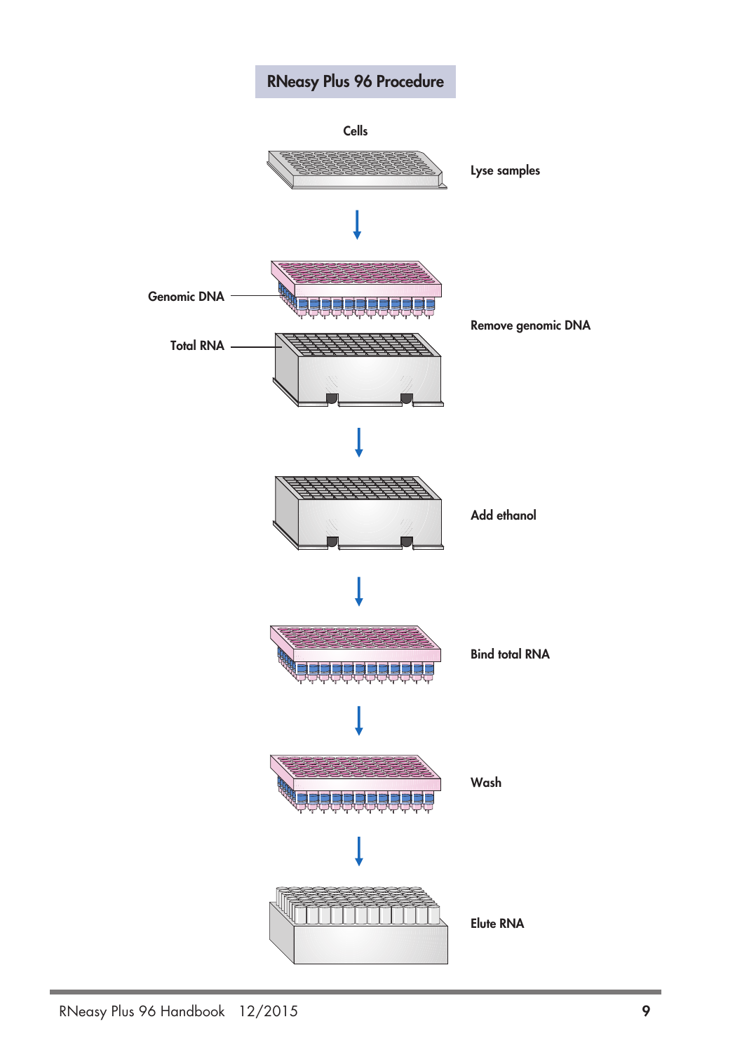# RNeasy Plus 96 Procedure

Cells

Lyse samples

Genomic DNA

Total RNA

Remove genomic DNA

Add ethanol

Bind total RNA

Wash

Elute RNA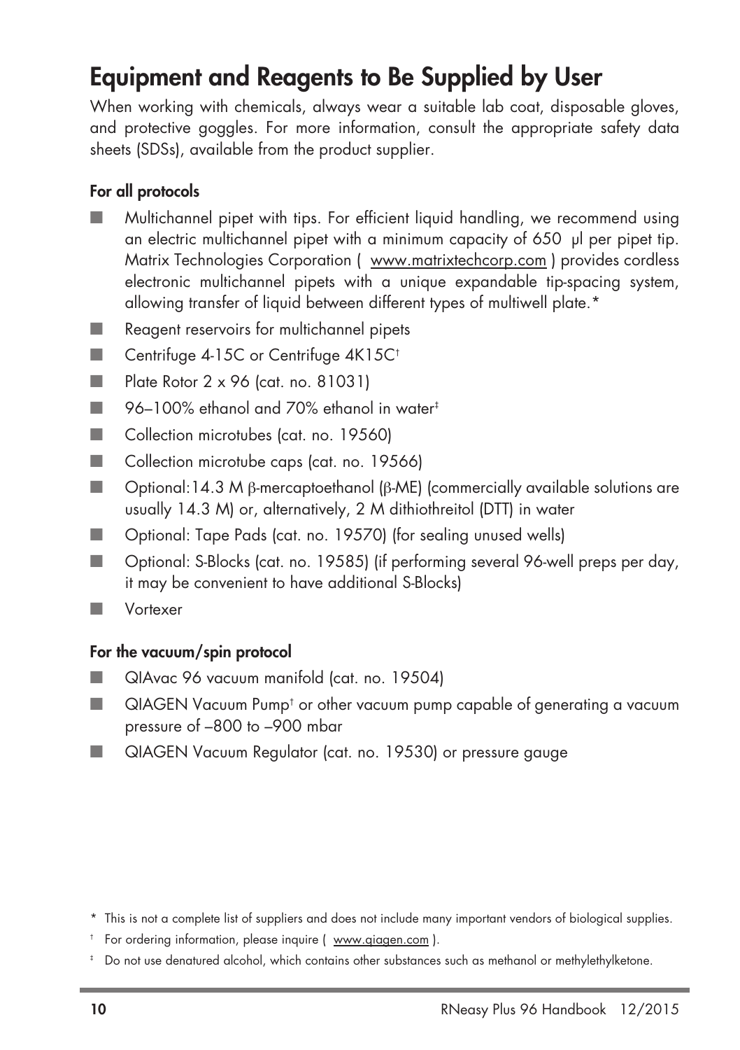# Equipment and Reagents to Be Supplied by User

When working with chemicals, always wear a suitable lab coat, disposable gloves, and protective goggles. For more information, consult the appropriate safety data sheets (SDSs), available from the product supplier.

**For all protocols**

- Multichannel pipet with tips. For efficient liquid handling, we recommend using an electric multichannel pipet with a minimum capacity of 650 µl per pipet tip. Matrix Technologies Corporation ( www.matrixtechcorp.com ) provides cordless electronic multichannel pipets with a unique expandable tip-spacing system, allowing transfer of liquid between different types of multiwell plate.*
- Reagent reservoirs for multichannel pipets
- Centrifuge 4-15C or Centrifuge 4K15C†
- Plate Rotor 2 x 96 (cat. no. 81031)
- 96–100% ethanol and 70% ethanol in water‡
- Collection microtubes (cat. no. 19560)
- Collection microtube caps (cat. no. 19566)
- Optional: 14.3 M β-mercaptoethanol (β-ME) (commercially available solutions are usually 14.3 M) or, alternatively, 2 M dithiothreitol (DTT) in water
- Optional: Tape Pads (cat. no. 19570) (for sealing unused wells)
- Optional: S-Blocks (cat. no. 19585) (if performing several 96-well preps per day, it may be convenient to have additional S-Blocks)
- Vortexer

**For the vacuum/spin protocol**

- QIAvac 96 vacuum manifold (cat. no. 19504)
- QIAGEN Vacuum Pump† or other vacuum pump capable of generating a vacuum pressure of –800 to –900 mbar
- QIAGEN Vacuum Regulator (cat. no. 19530) or pressure gauge

\* This is not a complete list of suppliers and does not include many important vendors of biological supplies.

† For ordering information, please inquire ( www.qiagen.com ).

‡ Do not use denatured alcohol, which contains other substances such as methanol or methylethylketone.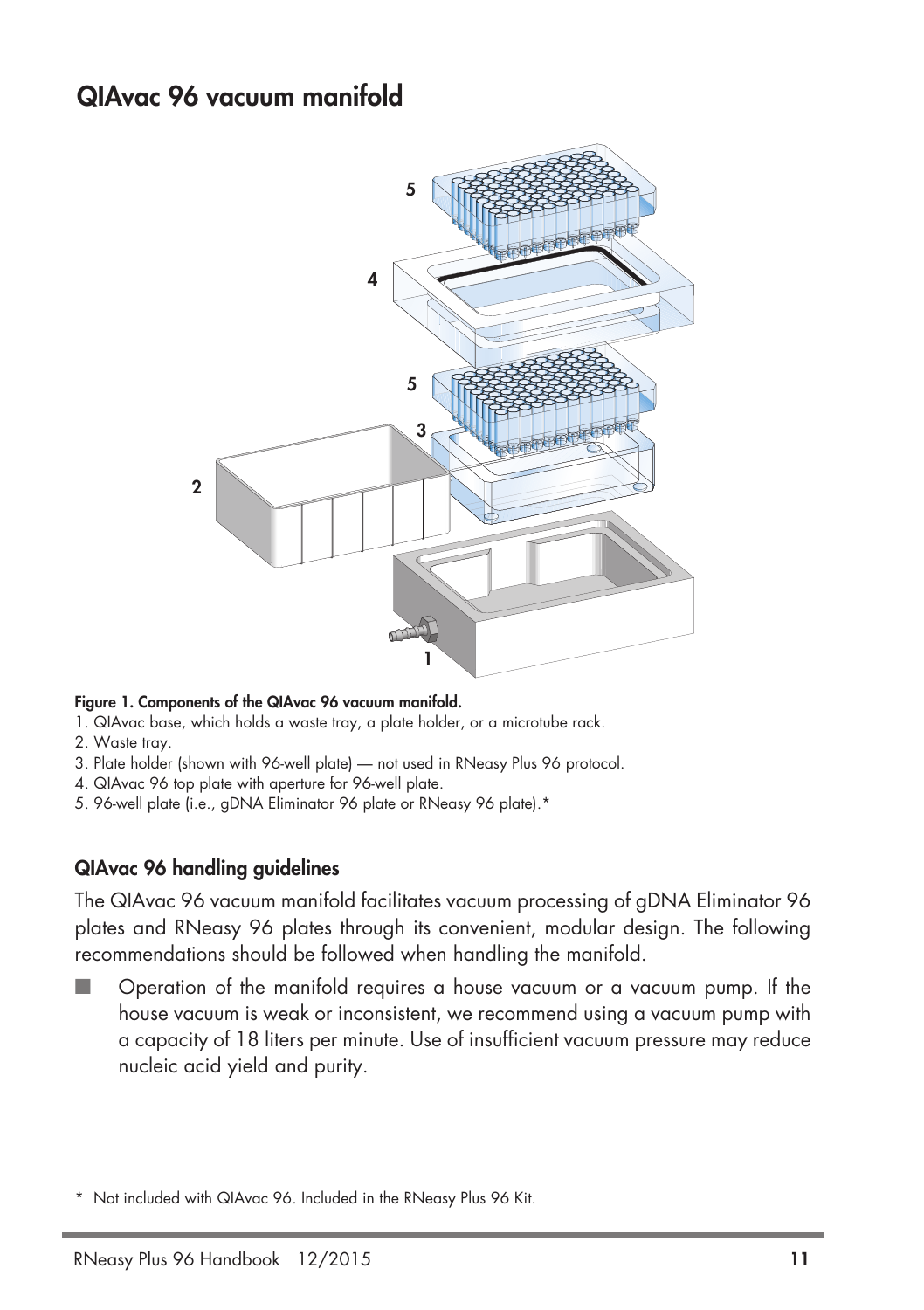# QIAvac 96 vacuum manifold

**Figure 1. Components of the QIAvac 96 vacuum manifold.**

1. QIAvac base, which holds a waste tray, a plate holder, or a microtube rack.
2. Waste tray.
3. Plate holder (shown with 96-well plate) — not used in RNeasy Plus 96 protocol.
4. QIAvac 96 top plate with aperture for 96-well plate.
5. 96-well plate (i.e., gDNA Eliminator 96 plate or RNeasy 96 plate).*

## QIAvac 96 handling guidelines

The QIAvac 96 vacuum manifold facilitates vacuum processing of gDNA Eliminator 96 plates and RNeasy 96 plates through its convenient, modular design. The following recommendations should be followed when handling the manifold.

- Operation of the manifold requires a house vacuum or a vacuum pump. If the house vacuum is weak or inconsistent, we recommend using a vacuum pump with a capacity of 18 liters per minute. Use of insufficient vacuum pressure may reduce nucleic acid yield and purity.

\* Not included with QIAvac 96. Included in the RNeasy Plus 96 Kit.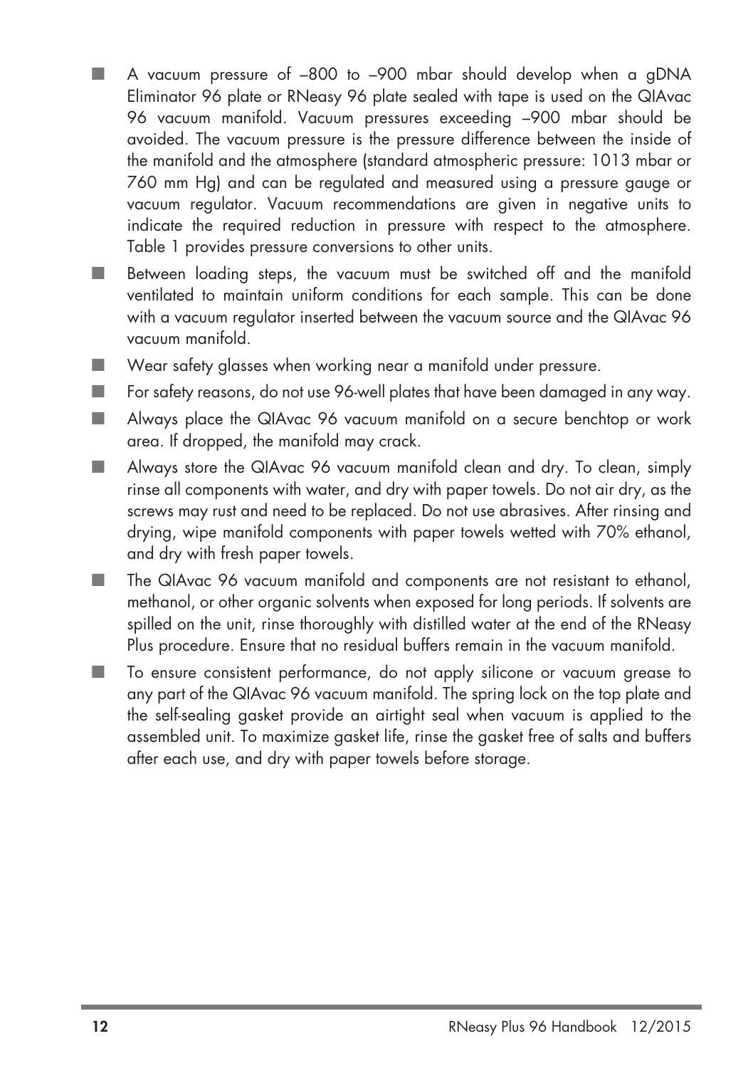- A vacuum pressure of –800 to –900 mbar should develop when a gDNA Eliminator 96 plate or RNeasy 96 plate sealed with tape is used on the QIAvac 96 vacuum manifold. Vacuum pressures exceeding –900 mbar should be avoided. The vacuum pressure is the pressure difference between the inside of the manifold and the atmosphere (standard atmospheric pressure: 1013 mbar or 760 mm Hg) and can be regulated and measured using a pressure gauge or vacuum regulator. Vacuum recommendations are given in negative units to indicate the required reduction in pressure with respect to the atmosphere. Table 1 provides pressure conversions to other units.
- Between loading steps, the vacuum must be switched off and the manifold ventilated to maintain uniform conditions for each sample. This can be done with a vacuum regulator inserted between the vacuum source and the QIAvac 96 vacuum manifold.
- Wear safety glasses when working near a manifold under pressure.
- For safety reasons, do not use 96-well plates that have been damaged in any way.
- Always place the QIAvac 96 vacuum manifold on a secure benchtop or work area. If dropped, the manifold may crack.
- Always store the QIAvac 96 vacuum manifold clean and dry. To clean, simply rinse all components with water, and dry with paper towels. Do not air dry, as the screws may rust and need to be replaced. Do not use abrasives. After rinsing and drying, wipe manifold components with paper towels wetted with 70% ethanol, and dry with fresh paper towels.
- The QIAvac 96 vacuum manifold and components are not resistant to ethanol, methanol, or other organic solvents when exposed for long periods. If solvents are spilled on the unit, rinse thoroughly with distilled water at the end of the RNeasy Plus procedure. Ensure that no residual buffers remain in the vacuum manifold.
- To ensure consistent performance, do not apply silicone or vacuum grease to any part of the QIAvac 96 vacuum manifold. The spring lock on the top plate and the self-sealing gasket provide an airtight seal when vacuum is applied to the assembled unit. To maximize gasket life, rinse the gasket free of salts and buffers after each use, and dry with paper towels before storage.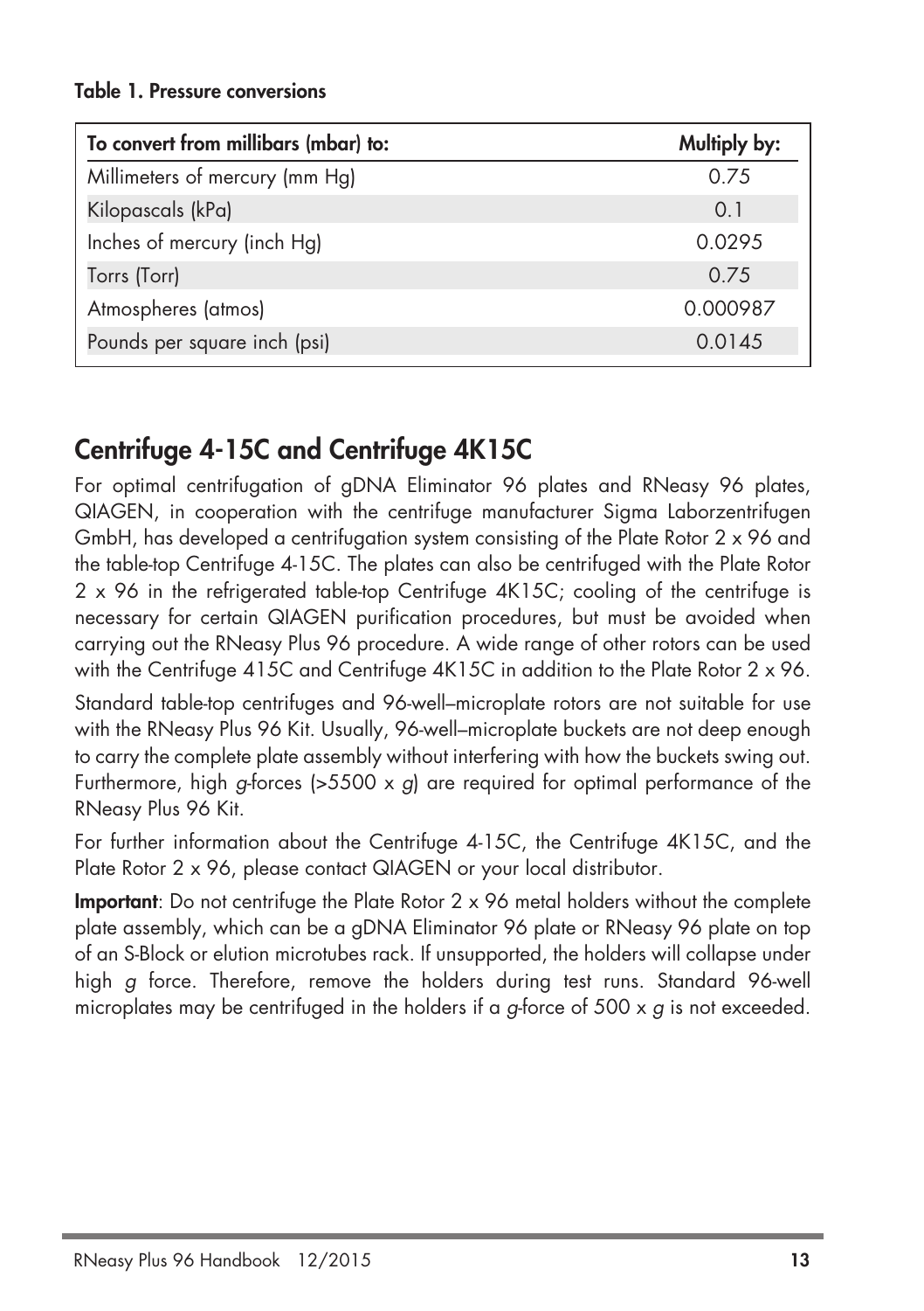**Table 1. Pressure conversions**

| To convert from millibars (mbar) to: | Multiply by: |
|---|---|
| Millimeters of mercury (mm Hg) | 0.75 |
| Kilopascals (kPa) | 0.1 |
| Inches of mercury (inch Hg) | 0.0295 |
| Torrs (Torr) | 0.75 |
| Atmospheres (atmos) | 0.000987 |
| Pounds per square inch (psi) | 0.0145 |

## Centrifuge 4-15C and Centrifuge 4K15C

For optimal centrifugation of gDNA Eliminator 96 plates and RNeasy 96 plates, QIAGEN, in cooperation with the centrifuge manufacturer Sigma Laborzentrifugen GmbH, has developed a centrifugation system consisting of the Plate Rotor 2 x 96 and the table-top Centrifuge 4-15C. The plates can also be centrifuged with the Plate Rotor 2 x 96 in the refrigerated table-top Centrifuge 4K15C; cooling of the centrifuge is necessary for certain QIAGEN purification procedures, but must be avoided when carrying out the RNeasy Plus 96 procedure. A wide range of other rotors can be used with the Centrifuge 415C and Centrifuge 4K15C in addition to the Plate Rotor 2 x 96.

Standard table-top centrifuges and 96-well–microplate rotors are not suitable for use with the RNeasy Plus 96 Kit. Usually, 96-well–microplate buckets are not deep enough to carry the complete plate assembly without interfering with how the buckets swing out. Furthermore, high *g*-forces (>5500 x *g*) are required for optimal performance of the RNeasy Plus 96 Kit.

For further information about the Centrifuge 4-15C, the Centrifuge 4K15C, and the Plate Rotor 2 x 96, please contact QIAGEN or your local distributor.

**Important**: Do not centrifuge the Plate Rotor 2 x 96 metal holders without the complete plate assembly, which can be a gDNA Eliminator 96 plate or RNeasy 96 plate on top of an S-Block or elution microtubes rack. If unsupported, the holders will collapse under high *g* force. Therefore, remove the holders during test runs. Standard 96-well microplates may be centrifuged in the holders if a *g*-force of 500 x *g* is not exceeded.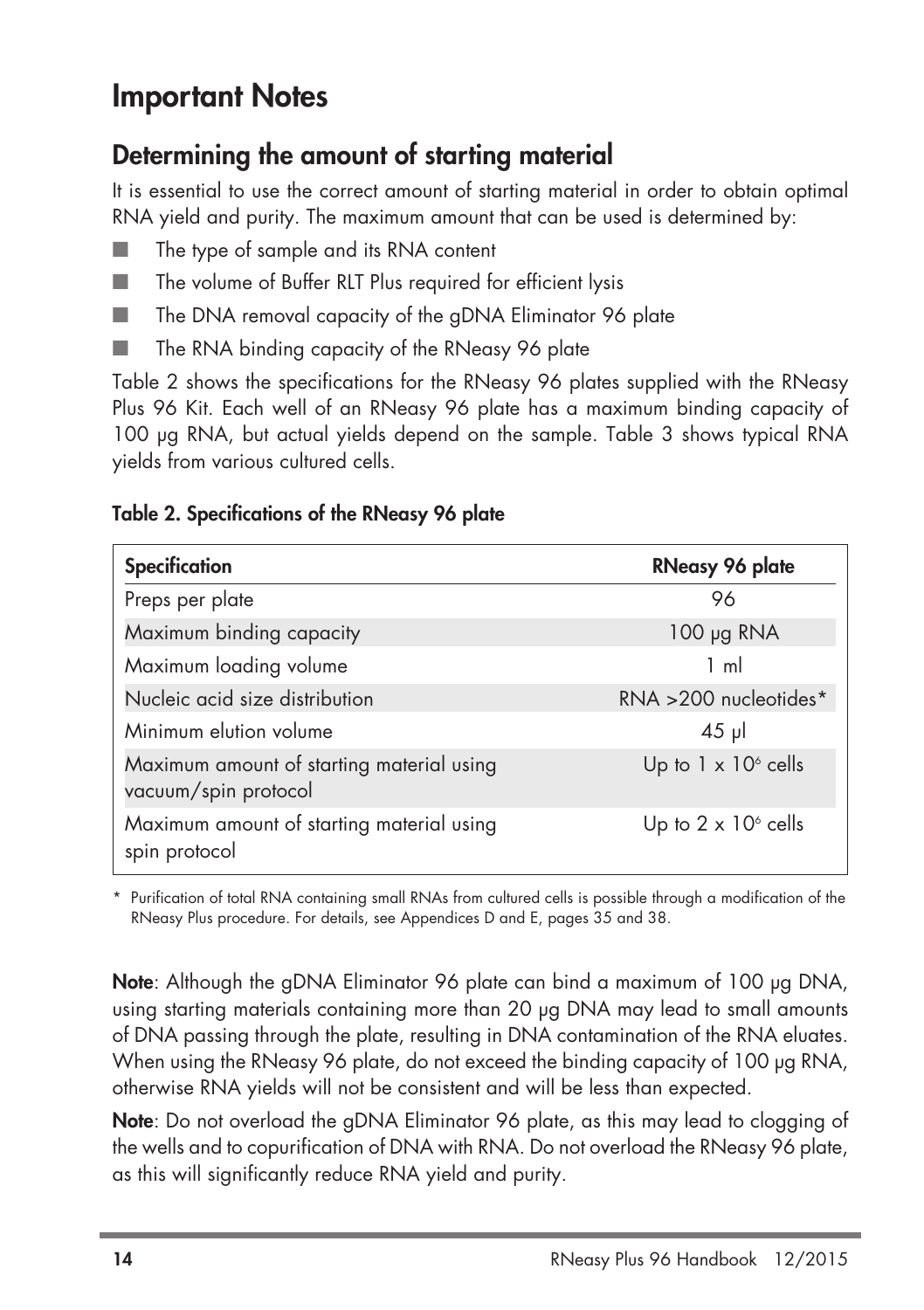# Important Notes

## Determining the amount of starting material

It is essential to use the correct amount of starting material in order to obtain optimal RNA yield and purity. The maximum amount that can be used is determined by:

- The type of sample and its RNA content
- The volume of Buffer RLT Plus required for efficient lysis
- The DNA removal capacity of the gDNA Eliminator 96 plate
- The RNA binding capacity of the RNeasy 96 plate

Table 2 shows the specifications for the RNeasy 96 plates supplied with the RNeasy Plus 96 Kit. Each well of an RNeasy 96 plate has a maximum binding capacity of 100 µg RNA, but actual yields depend on the sample. Table 3 shows typical RNA yields from various cultured cells.

**Table 2. Specifications of the RNeasy 96 plate**

| Specification | RNeasy 96 plate |
|---|---|
| Preps per plate | 96 |
| Maximum binding capacity | 100 µg RNA |
| Maximum loading volume | 1 ml |
| Nucleic acid size distribution | RNA >200 nucleotides* |
| Minimum elution volume | 45 µl |
| Maximum amount of starting material using vacuum/spin protocol | Up to $1 \times 10^6$ cells |
| Maximum amount of starting material using spin protocol | Up to $2 \times 10^6$ cells |

\* Purification of total RNA containing small RNAs from cultured cells is possible through a modification of the RNeasy Plus procedure. For details, see Appendices D and E, pages 35 and 38.

**Note**: Although the gDNA Eliminator 96 plate can bind a maximum of 100 µg DNA, using starting materials containing more than 20 µg DNA may lead to small amounts of DNA passing through the plate, resulting in DNA contamination of the RNA eluates. When using the RNeasy 96 plate, do not exceed the binding capacity of 100 µg RNA, otherwise RNA yields will not be consistent and will be less than expected.

**Note**: Do not overload the gDNA Eliminator 96 plate, as this may lead to clogging of the wells and to copurification of DNA with RNA. Do not overload the RNeasy 96 plate, as this will significantly reduce RNA yield and purity.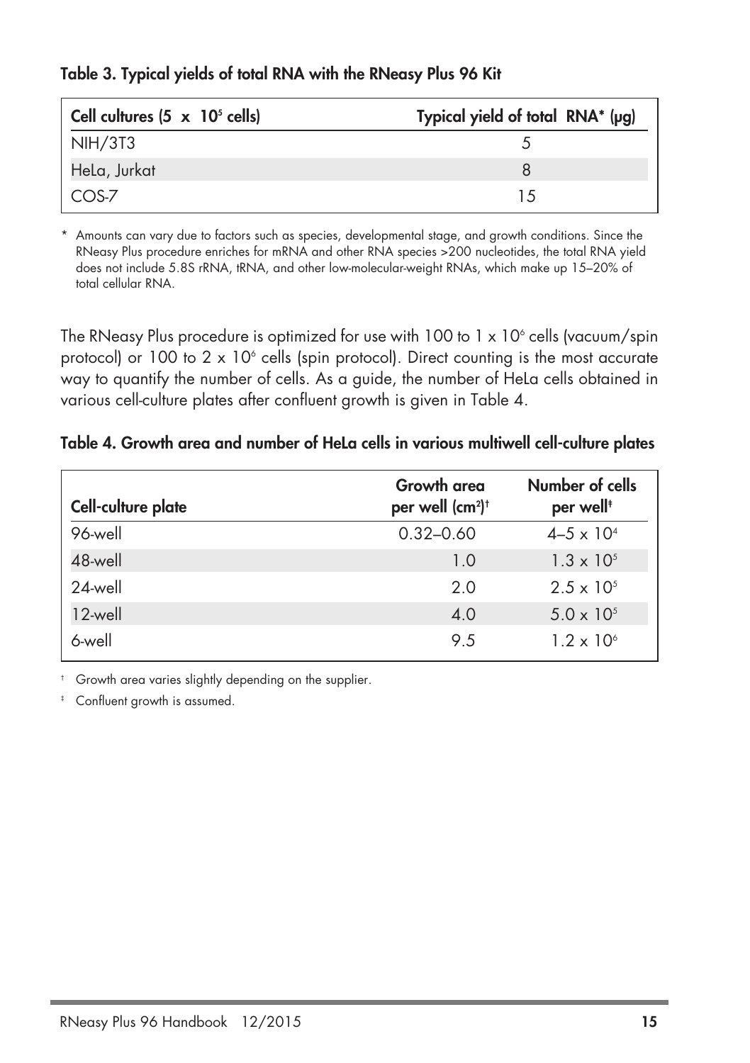**Table 3. Typical yields of total RNA with the RNeasy Plus 96 Kit**

| Cell cultures ($5 \times 10^5$ cells) | Typical yield of total RNA* (µg) |
|---|---|
| NIH/3T3 | 5 |
| HeLa, Jurkat | 8 |
| COS-7 | 15 |

\* Amounts can vary due to factors such as species, developmental stage, and growth conditions. Since the RNeasy Plus procedure enriches for mRNA and other RNA species >200 nucleotides, the total RNA yield does not include 5.8S rRNA, tRNA, and other low-molecular-weight RNAs, which make up 15–20% of total cellular RNA.

The RNeasy Plus procedure is optimized for use with 100 to $1 \times 10^6$ cells (vacuum/spin protocol) or 100 to $2 \times 10^6$ cells (spin protocol). Direct counting is the most accurate way to quantify the number of cells. As a guide, the number of HeLa cells obtained in various cell-culture plates after confluent growth is given in Table 4.

**Table 4. Growth area and number of HeLa cells in various multiwell cell-culture plates**

| Cell-culture plate | Growth area per well ($cm^2$)† | Number of cells per well‡ |
|---|---|---|
| 96-well | 0.32–0.60 | $4–5 \times 10^4$ |
| 48-well | 1.0 | $1.3 \times 10^5$ |
| 24-well | 2.0 | $2.5 \times 10^5$ |
| 12-well | 4.0 | $5.0 \times 10^5$ |
| 6-well | 9.5 | $1.2 \times 10^6$ |

† Growth area varies slightly depending on the supplier.

‡ Confluent growth is assumed.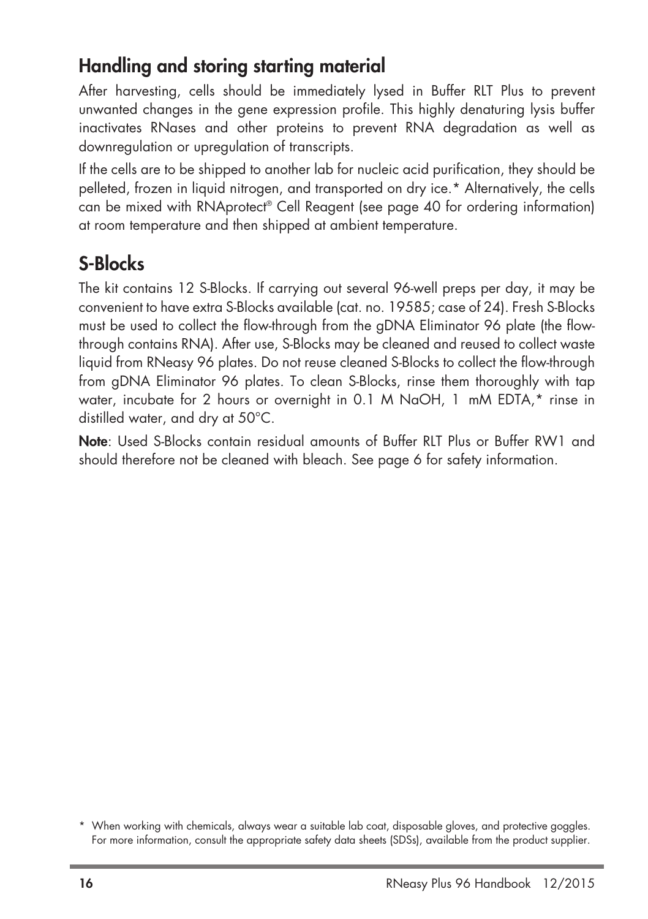## Handling and storing starting material

After harvesting, cells should be immediately lysed in Buffer RLT Plus to prevent unwanted changes in the gene expression profile. This highly denaturing lysis buffer inactivates RNases and other proteins to prevent RNA degradation as well as downregulation or upregulation of transcripts.

If the cells are to be shipped to another lab for nucleic acid purification, they should be pelleted, frozen in liquid nitrogen, and transported on dry ice.* Alternatively, the cells can be mixed with RNAprotect® Cell Reagent (see page 40 for ordering information) at room temperature and then shipped at ambient temperature.

## S-Blocks

The kit contains 12 S-Blocks. If carrying out several 96-well preps per day, it may be convenient to have extra S-Blocks available (cat. no. 19585; case of 24). Fresh S-Blocks must be used to collect the flow-through from the gDNA Eliminator 96 plate (the flow-through contains RNA). After use, S-Blocks may be cleaned and reused to collect waste liquid from RNeasy 96 plates. Do not reuse cleaned S-Blocks to collect the flow-through from gDNA Eliminator 96 plates. To clean S-Blocks, rinse them thoroughly with tap water, incubate for 2 hours or overnight in 0.1 M NaOH, 1 mM EDTA,* rinse in distilled water, and dry at 50°C.

**Note**: Used S-Blocks contain residual amounts of Buffer RLT Plus or Buffer RW1 and should therefore not be cleaned with bleach. See page 6 for safety information.

* When working with chemicals, always wear a suitable lab coat, disposable gloves, and protective goggles. For more information, consult the appropriate safety data sheets (SDSs), available from the product supplier.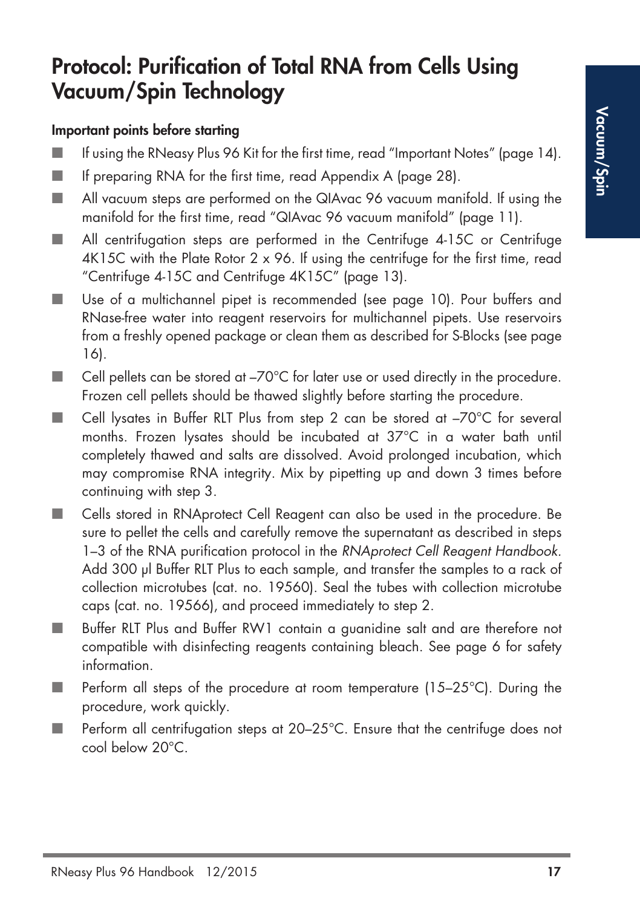# Protocol: Purification of Total RNA from Cells Using Vacuum/Spin Technology

**Important points before starting**

- If using the RNeasy Plus 96 Kit for the first time, read "Important Notes" (page 14).
- If preparing RNA for the first time, read Appendix A (page 28).
- All vacuum steps are performed on the QIAvac 96 vacuum manifold. If using the manifold for the first time, read "QIAvac 96 vacuum manifold" (page 11).
- All centrifugation steps are performed in the Centrifuge 4-15C or Centrifuge 4K15C with the Plate Rotor 2 x 96. If using the centrifuge for the first time, read "Centrifuge 4-15C and Centrifuge 4K15C" (page 13).
- Use of a multichannel pipet is recommended (see page 10). Pour buffers and RNase-free water into reagent reservoirs for multichannel pipets. Use reservoirs from a freshly opened package or clean them as described for S-Blocks (see page 16).
- Cell pellets can be stored at –70°C for later use or used directly in the procedure. Frozen cell pellets should be thawed slightly before starting the procedure.
- Cell lysates in Buffer RLT Plus from step 2 can be stored at –70°C for several months. Frozen lysates should be incubated at 37°C in a water bath until completely thawed and salts are dissolved. Avoid prolonged incubation, which may compromise RNA integrity. Mix by pipetting up and down 3 times before continuing with step 3.
- Cells stored in RNAprotect Cell Reagent can also be used in the procedure. Be sure to pellet the cells and carefully remove the supernatant as described in steps 1–3 of the RNA purification protocol in the *RNAprotect Cell Reagent Handbook*. Add 300 µl Buffer RLT Plus to each sample, and transfer the samples to a rack of collection microtubes (cat. no. 19560). Seal the tubes with collection microtube caps (cat. no. 19566), and proceed immediately to step 2.
- Buffer RLT Plus and Buffer RW1 contain a guanidine salt and are therefore not compatible with disinfecting reagents containing bleach. See page 6 for safety information.
- Perform all steps of the procedure at room temperature (15–25°C). During the procedure, work quickly.
- Perform all centrifugation steps at 20–25°C. Ensure that the centrifuge does not cool below 20°C.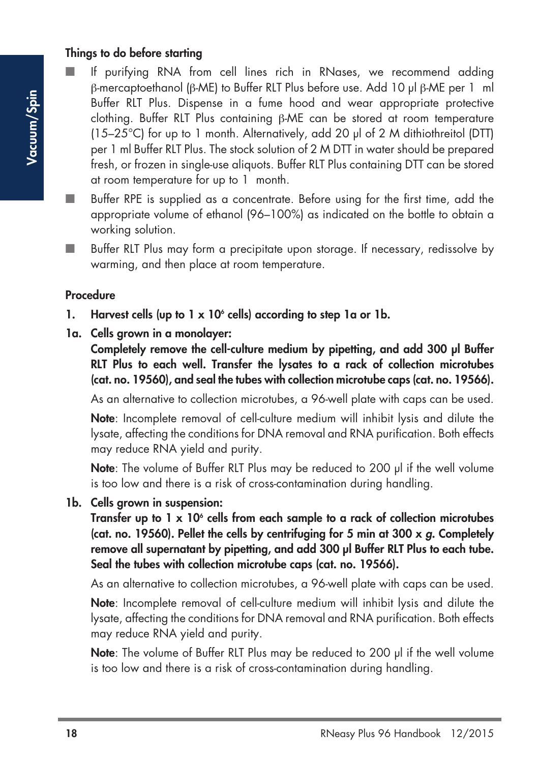**Things to do before starting**

- If purifying RNA from cell lines rich in RNases, we recommend adding β-mercaptoethanol (β-ME) to Buffer RLT Plus before use. Add 10 µl β-ME per 1 ml Buffer RLT Plus. Dispense in a fume hood and wear appropriate protective clothing. Buffer RLT Plus containing β-ME can be stored at room temperature (15–25°C) for up to 1 month. Alternatively, add 20 µl of 2 M dithiothreitol (DTT) per 1 ml Buffer RLT Plus. The stock solution of 2 M DTT in water should be prepared fresh, or frozen in single-use aliquots. Buffer RLT Plus containing DTT can be stored at room temperature for up to 1 month.
- Buffer RPE is supplied as a concentrate. Before using for the first time, add the appropriate volume of ethanol (96–100%) as indicated on the bottle to obtain a working solution.
- Buffer RLT Plus may form a precipitate upon storage. If necessary, redissolve by warming, and then place at room temperature.

**Procedure**

1. **Harvest cells (up to 1 x $10^6$ cells) according to step 1a or 1b.**

1a. **Cells grown in a monolayer:**

**Completely remove the cell-culture medium by pipetting, and add 300 µl Buffer RLT Plus to each well. Transfer the lysates to a rack of collection microtubes (cat. no. 19560), and seal the tubes with collection microtube caps (cat. no. 19566).**

As an alternative to collection microtubes, a 96-well plate with caps can be used.

**Note**: Incomplete removal of cell-culture medium will inhibit lysis and dilute the lysate, affecting the conditions for DNA removal and RNA purification. Both effects may reduce RNA yield and purity.

**Note**: The volume of Buffer RLT Plus may be reduced to 200 µl if the well volume is too low and there is a risk of cross-contamination during handling.

1b. **Cells grown in suspension:**

**Transfer up to 1 x $10^6$ cells from each sample to a rack of collection microtubes (cat. no. 19560). Pellet the cells by centrifuging for 5 min at 300 x *g*. Completely remove all supernatant by pipetting, and add 300 µl Buffer RLT Plus to each tube. Seal the tubes with collection microtube caps (cat. no. 19566).**

As an alternative to collection microtubes, a 96-well plate with caps can be used.

**Note**: Incomplete removal of cell-culture medium will inhibit lysis and dilute the lysate, affecting the conditions for DNA removal and RNA purification. Both effects may reduce RNA yield and purity.

**Note**: The volume of Buffer RLT Plus may be reduced to 200 µl if the well volume is too low and there is a risk of cross-contamination during handling.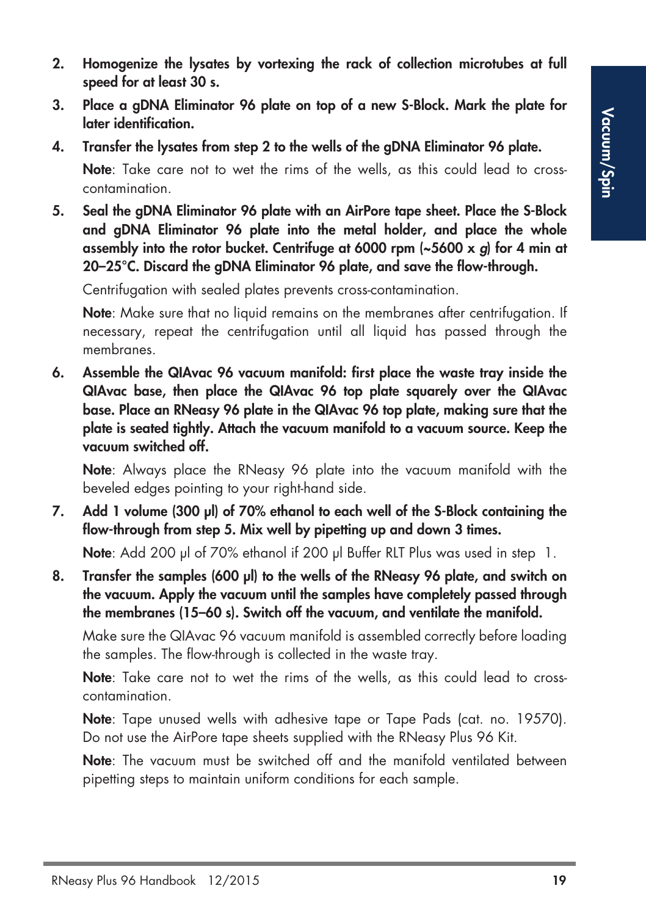2. **Homogenize the lysates by vortexing the rack of collection microtubes at full speed for at least 30 s.**

3. **Place a gDNA Eliminator 96 plate on top of a new S-Block. Mark the plate for later identification.**

4. **Transfer the lysates from step 2 to the wells of the gDNA Eliminator 96 plate.**

   **Note**: Take care not to wet the rims of the wells, as this could lead to cross-contamination.

5. **Seal the gDNA Eliminator 96 plate with an AirPore tape sheet. Place the S-Block and gDNA Eliminator 96 plate into the metal holder, and place the whole assembly into the rotor bucket. Centrifuge at 6000 rpm (~5600 x *g*) for 4 min at 20–25°C. Discard the gDNA Eliminator 96 plate, and save the flow-through.**

   Centrifugation with sealed plates prevents cross-contamination.

   **Note**: Make sure that no liquid remains on the membranes after centrifugation. If necessary, repeat the centrifugation until all liquid has passed through the membranes.

6. **Assemble the QIAvac 96 vacuum manifold: first place the waste tray inside the QIAvac base, then place the QIAvac 96 top plate squarely over the QIAvac base. Place an RNeasy 96 plate in the QIAvac 96 top plate, making sure that the plate is seated tightly. Attach the vacuum manifold to a vacuum source. Keep the vacuum switched off.**

   **Note**: Always place the RNeasy 96 plate into the vacuum manifold with the beveled edges pointing to your right-hand side.

7. **Add 1 volume (300 µl) of 70% ethanol to each well of the S-Block containing the flow-through from step 5. Mix well by pipetting up and down 3 times.**

   **Note**: Add 200 µl of 70% ethanol if 200 µl Buffer RLT Plus was used in step 1.

8. **Transfer the samples (600 µl) to the wells of the RNeasy 96 plate, and switch on the vacuum. Apply the vacuum until the samples have completely passed through the membranes (15–60 s). Switch off the vacuum, and ventilate the manifold.**

   Make sure the QIAvac 96 vacuum manifold is assembled correctly before loading the samples. The flow-through is collected in the waste tray.

   **Note**: Take care not to wet the rims of the wells, as this could lead to cross-contamination.

   **Note**: Tape unused wells with adhesive tape or Tape Pads (cat. no. 19570). Do not use the AirPore tape sheets supplied with the RNeasy Plus 96 Kit.

   **Note**: The vacuum must be switched off and the manifold ventilated between pipetting steps to maintain uniform conditions for each sample.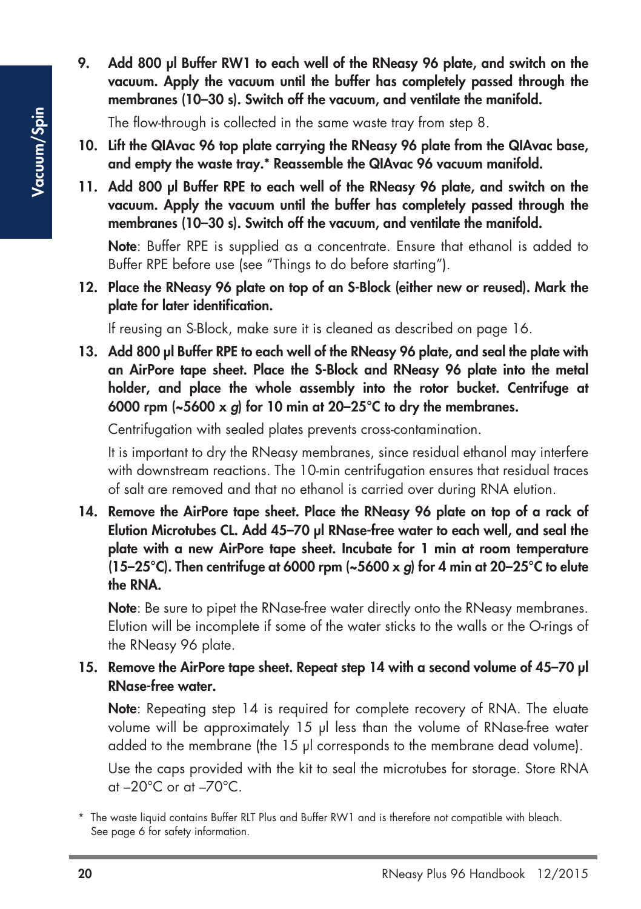9. **Add 800 µl Buffer RW1 to each well of the RNeasy 96 plate, and switch on the vacuum. Apply the vacuum until the buffer has completely passed through the membranes (10–30 s). Switch off the vacuum, and ventilate the manifold.**

   The flow-through is collected in the same waste tray from step 8.

10. **Lift the QIAvac 96 top plate carrying the RNeasy 96 plate from the QIAvac base, and empty the waste tray.* Reassemble the QIAvac 96 vacuum manifold.**

11. **Add 800 µl Buffer RPE to each well of the RNeasy 96 plate, and switch on the vacuum. Apply the vacuum until the buffer has completely passed through the membranes (10–30 s). Switch off the vacuum, and ventilate the manifold.**

    **Note**: Buffer RPE is supplied as a concentrate. Ensure that ethanol is added to Buffer RPE before use (see "Things to do before starting").

12. **Place the RNeasy 96 plate on top of an S-Block (either new or reused). Mark the plate for later identification.**

    If reusing an S-Block, make sure it is cleaned as described on page 16.

13. **Add 800 µl Buffer RPE to each well of the RNeasy 96 plate, and seal the plate with an AirPore tape sheet. Place the S-Block and RNeasy 96 plate into the metal holder, and place the whole assembly into the rotor bucket. Centrifuge at 6000 rpm (~5600 x *g*) for 10 min at 20–25°C to dry the membranes.**

    Centrifugation with sealed plates prevents cross-contamination.

    It is important to dry the RNeasy membranes, since residual ethanol may interfere with downstream reactions. The 10-min centrifugation ensures that residual traces of salt are removed and that no ethanol is carried over during RNA elution.

14. **Remove the AirPore tape sheet. Place the RNeasy 96 plate on top of a rack of Elution Microtubes CL. Add 45–70 µl RNase-free water to each well, and seal the plate with a new AirPore tape sheet. Incubate for 1 min at room temperature (15–25°C). Then centrifuge at 6000 rpm (~5600 x *g*) for 4 min at 20–25°C to elute the RNA.**

    **Note**: Be sure to pipet the RNase-free water directly onto the RNeasy membranes. Elution will be incomplete if some of the water sticks to the walls or the O-rings of the RNeasy 96 plate.

15. **Remove the AirPore tape sheet. Repeat step 14 with a second volume of 45–70 µl RNase-free water.**

    **Note**: Repeating step 14 is required for complete recovery of RNA. The eluate volume will be approximately 15 µl less than the volume of RNase-free water added to the membrane (the 15 µl corresponds to the membrane dead volume).

    Use the caps provided with the kit to seal the microtubes for storage. Store RNA at –20°C or at –70°C.

\* The waste liquid contains Buffer RLT Plus and Buffer RW1 and is therefore not compatible with bleach. See page 6 for safety information.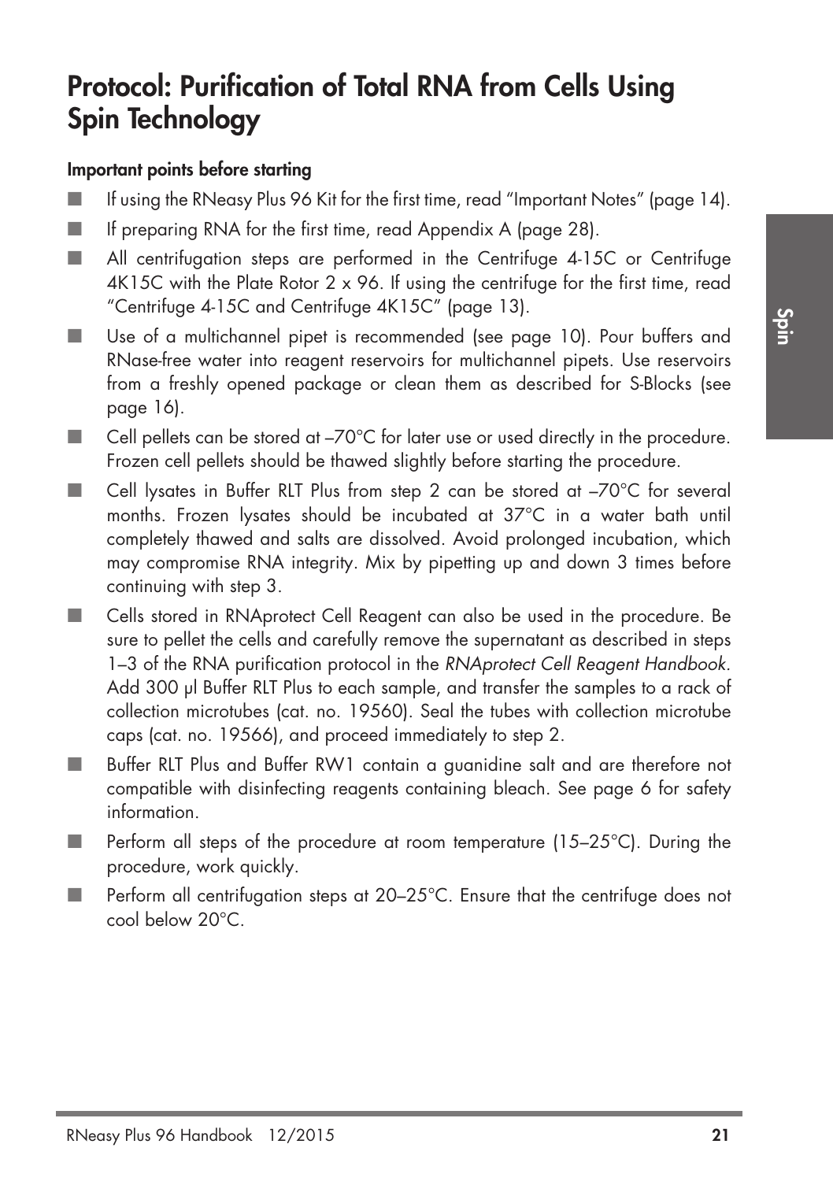# Protocol: Purification of Total RNA from Cells Using Spin Technology

**Important points before starting**

- If using the RNeasy Plus 96 Kit for the first time, read "Important Notes" (page 14).
- If preparing RNA for the first time, read Appendix A (page 28).
- All centrifugation steps are performed in the Centrifuge 4-15C or Centrifuge 4K15C with the Plate Rotor 2 x 96. If using the centrifuge for the first time, read "Centrifuge 4-15C and Centrifuge 4K15C" (page 13).
- Use of a multichannel pipet is recommended (see page 10). Pour buffers and RNase-free water into reagent reservoirs for multichannel pipets. Use reservoirs from a freshly opened package or clean them as described for S-Blocks (see page 16).
- Cell pellets can be stored at –70°C for later use or used directly in the procedure. Frozen cell pellets should be thawed slightly before starting the procedure.
- Cell lysates in Buffer RLT Plus from step 2 can be stored at –70°C for several months. Frozen lysates should be incubated at 37°C in a water bath until completely thawed and salts are dissolved. Avoid prolonged incubation, which may compromise RNA integrity. Mix by pipetting up and down 3 times before continuing with step 3.
- Cells stored in RNAprotect Cell Reagent can also be used in the procedure. Be sure to pellet the cells and carefully remove the supernatant as described in steps 1–3 of the RNA purification protocol in the *RNAprotect Cell Reagent Handbook*. Add 300 µl Buffer RLT Plus to each sample, and transfer the samples to a rack of collection microtubes (cat. no. 19560). Seal the tubes with collection microtube caps (cat. no. 19566), and proceed immediately to step 2.
- Buffer RLT Plus and Buffer RW1 contain a guanidine salt and are therefore not compatible with disinfecting reagents containing bleach. See page 6 for safety information.
- Perform all steps of the procedure at room temperature (15–25°C). During the procedure, work quickly.
- Perform all centrifugation steps at 20–25°C. Ensure that the centrifuge does not cool below 20°C.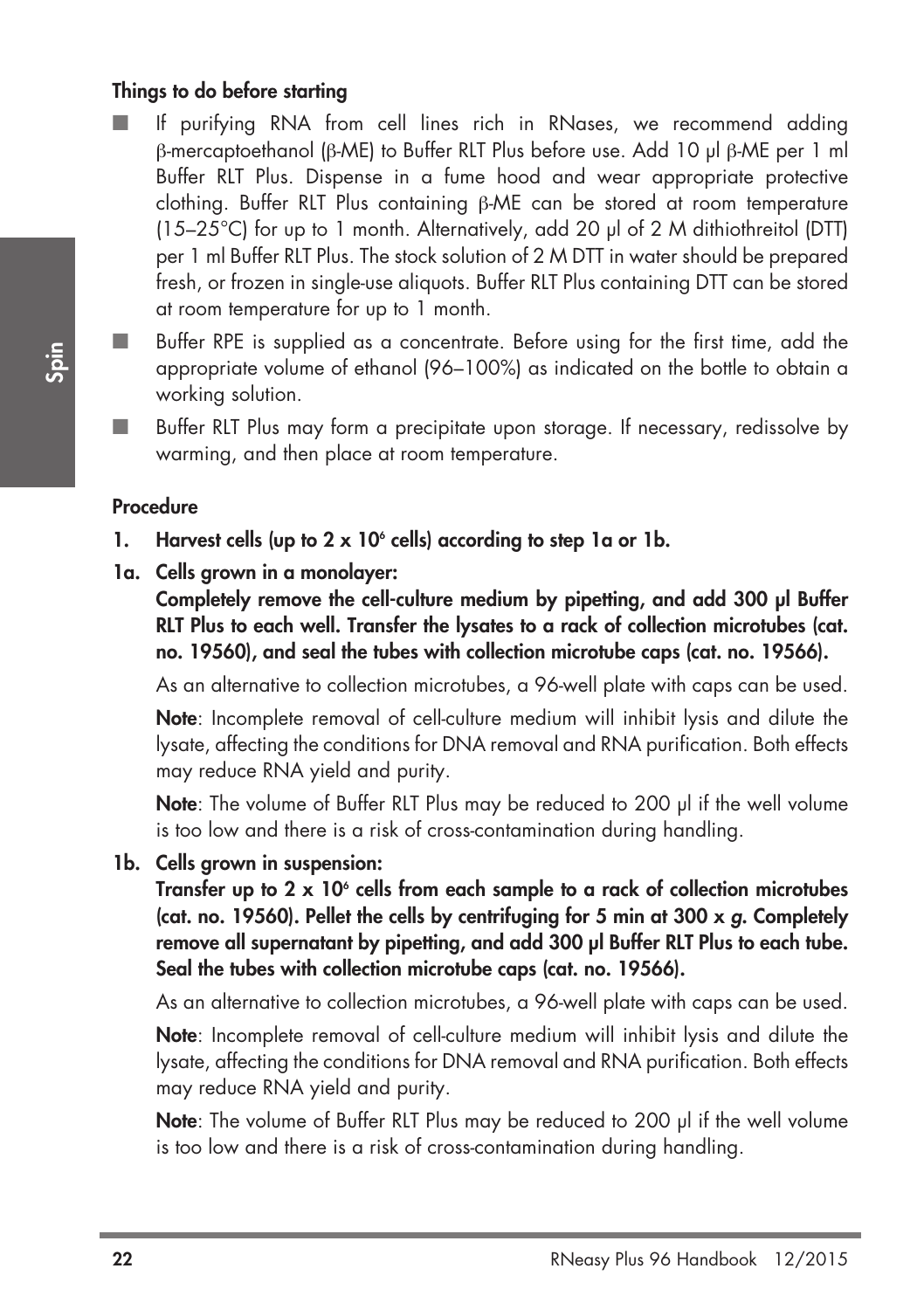**Things to do before starting**

- If purifying RNA from cell lines rich in RNases, we recommend adding β-mercaptoethanol (β-ME) to Buffer RLT Plus before use. Add 10 µl β-ME per 1 ml Buffer RLT Plus. Dispense in a fume hood and wear appropriate protective clothing. Buffer RLT Plus containing β-ME can be stored at room temperature (15–25°C) for up to 1 month. Alternatively, add 20 µl of 2 M dithiothreitol (DTT) per 1 ml Buffer RLT Plus. The stock solution of 2 M DTT in water should be prepared fresh, or frozen in single-use aliquots. Buffer RLT Plus containing DTT can be stored at room temperature for up to 1 month.
- Buffer RPE is supplied as a concentrate. Before using for the first time, add the appropriate volume of ethanol (96–100%) as indicated on the bottle to obtain a working solution.
- Buffer RLT Plus may form a precipitate upon storage. If necessary, redissolve by warming, and then place at room temperature.

**Procedure**

**1. Harvest cells (up to 2 x $10^6$ cells) according to step 1a or 1b.**

**1a. Cells grown in a monolayer:**

**Completely remove the cell-culture medium by pipetting, and add 300 µl Buffer RLT Plus to each well. Transfer the lysates to a rack of collection microtubes (cat. no. 19560), and seal the tubes with collection microtube caps (cat. no. 19566).**

As an alternative to collection microtubes, a 96-well plate with caps can be used.

**Note**: Incomplete removal of cell-culture medium will inhibit lysis and dilute the lysate, affecting the conditions for DNA removal and RNA purification. Both effects may reduce RNA yield and purity.

**Note**: The volume of Buffer RLT Plus may be reduced to 200 µl if the well volume is too low and there is a risk of cross-contamination during handling.

**1b. Cells grown in suspension:**

**Transfer up to 2 x $10^6$ cells from each sample to a rack of collection microtubes (cat. no. 19560). Pellet the cells by centrifuging for 5 min at 300 x *g*. Completely remove all supernatant by pipetting, and add 300 µl Buffer RLT Plus to each tube. Seal the tubes with collection microtube caps (cat. no. 19566).**

As an alternative to collection microtubes, a 96-well plate with caps can be used.

**Note**: Incomplete removal of cell-culture medium will inhibit lysis and dilute the lysate, affecting the conditions for DNA removal and RNA purification. Both effects may reduce RNA yield and purity.

**Note**: The volume of Buffer RLT Plus may be reduced to 200 µl if the well volume is too low and there is a risk of cross-contamination during handling.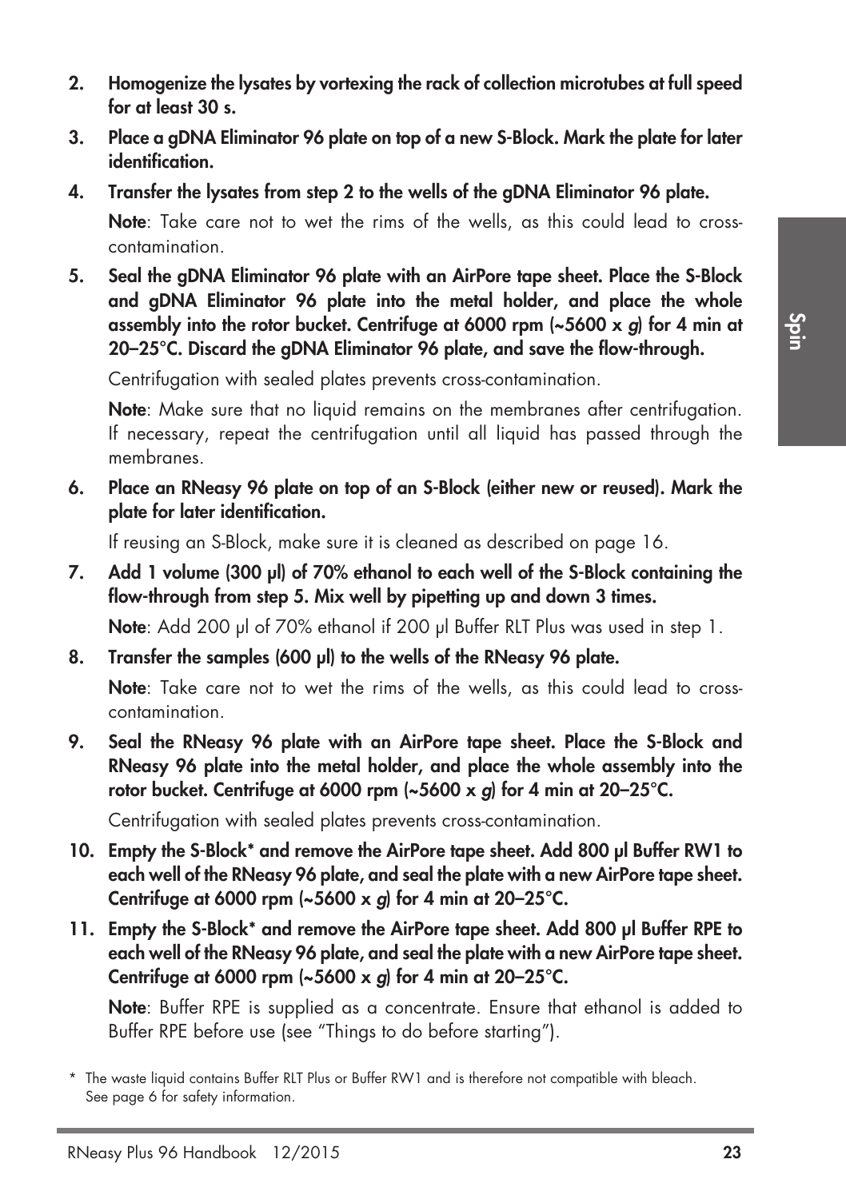2. **Homogenize the lysates by vortexing the rack of collection microtubes at full speed for at least 30 s.**

3. **Place a gDNA Eliminator 96 plate on top of a new S-Block. Mark the plate for later identification.**

4. **Transfer the lysates from step 2 to the wells of the gDNA Eliminator 96 plate.**

   **Note**: Take care not to wet the rims of the wells, as this could lead to cross-contamination.

5. **Seal the gDNA Eliminator 96 plate with an AirPore tape sheet. Place the S-Block and gDNA Eliminator 96 plate into the metal holder, and place the whole assembly into the rotor bucket. Centrifuge at 6000 rpm (~5600 x *g*) for 4 min at 20–25°C. Discard the gDNA Eliminator 96 plate, and save the flow-through.**

   Centrifugation with sealed plates prevents cross-contamination.

   **Note**: Make sure that no liquid remains on the membranes after centrifugation. If necessary, repeat the centrifugation until all liquid has passed through the membranes.

6. **Place an RNeasy 96 plate on top of an S-Block (either new or reused). Mark the plate for later identification.**

   If reusing an S-Block, make sure it is cleaned as described on page 16.

7. **Add 1 volume (300 µl) of 70% ethanol to each well of the S-Block containing the flow-through from step 5. Mix well by pipetting up and down 3 times.**

   **Note**: Add 200 µl of 70% ethanol if 200 µl Buffer RLT Plus was used in step 1.

8. **Transfer the samples (600 µl) to the wells of the RNeasy 96 plate.**

   **Note**: Take care not to wet the rims of the wells, as this could lead to cross-contamination.

9. **Seal the RNeasy 96 plate with an AirPore tape sheet. Place the S-Block and RNeasy 96 plate into the metal holder, and place the whole assembly into the rotor bucket. Centrifuge at 6000 rpm (~5600 x *g*) for 4 min at 20–25°C.**

   Centrifugation with sealed plates prevents cross-contamination.

10. **Empty the S-Block\* and remove the AirPore tape sheet. Add 800 µl Buffer RW1 to each well of the RNeasy 96 plate, and seal the plate with a new AirPore tape sheet. Centrifuge at 6000 rpm (~5600 x *g*) for 4 min at 20–25°C.**

11. **Empty the S-Block\* and remove the AirPore tape sheet. Add 800 µl Buffer RPE to each well of the RNeasy 96 plate, and seal the plate with a new AirPore tape sheet. Centrifuge at 6000 rpm (~5600 x *g*) for 4 min at 20–25°C.**

    **Note**: Buffer RPE is supplied as a concentrate. Ensure that ethanol is added to Buffer RPE before use (see "Things to do before starting").

\* The waste liquid contains Buffer RLT Plus or Buffer RW1 and is therefore not compatible with bleach. See page 6 for safety information.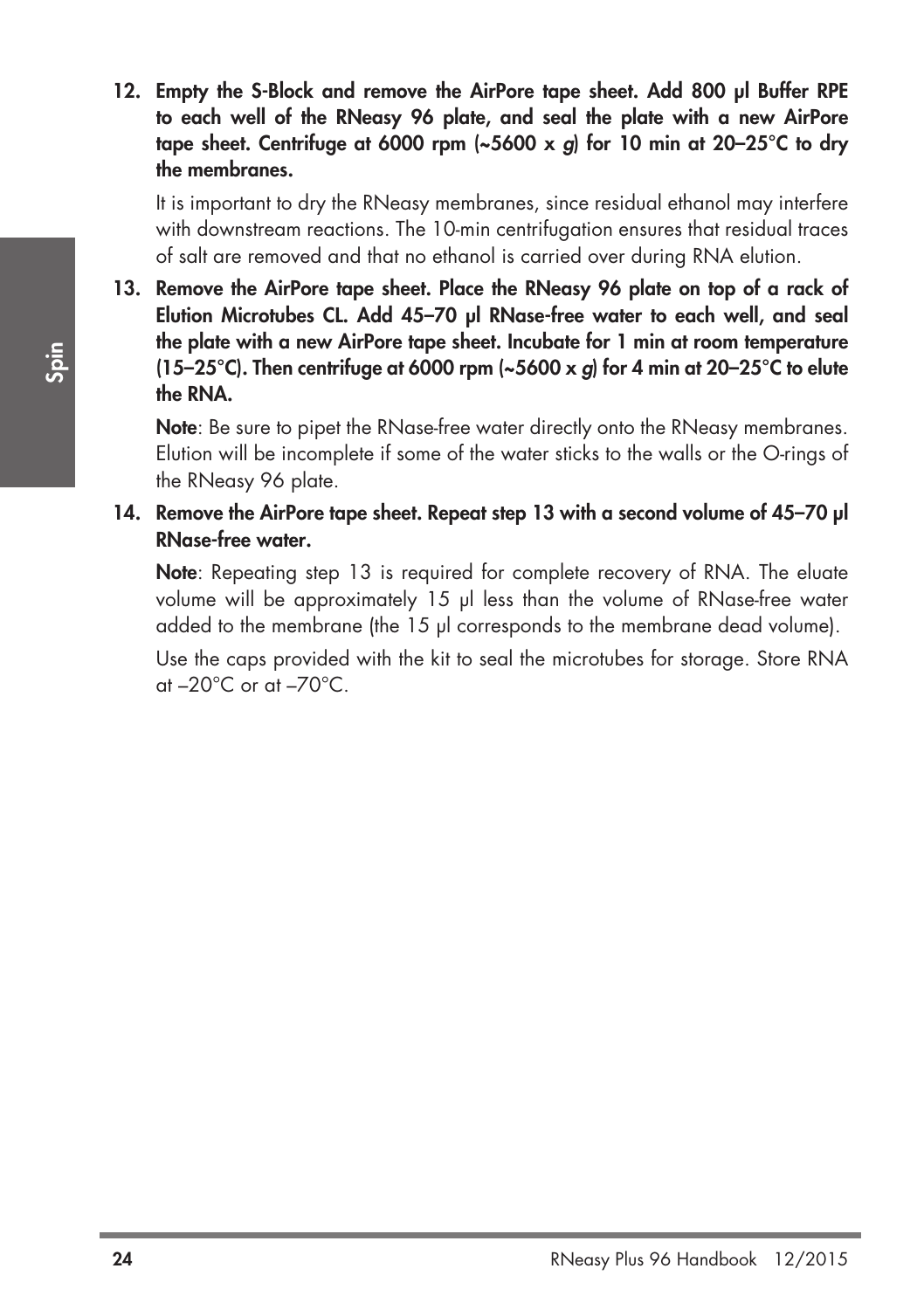12. **Empty the S-Block and remove the AirPore tape sheet. Add 800 µl Buffer RPE to each well of the RNeasy 96 plate, and seal the plate with a new AirPore tape sheet. Centrifuge at 6000 rpm (~5600 x *g*) for 10 min at 20–25°C to dry the membranes.**

    It is important to dry the RNeasy membranes, since residual ethanol may interfere with downstream reactions. The 10-min centrifugation ensures that residual traces of salt are removed and that no ethanol is carried over during RNA elution.

13. **Remove the AirPore tape sheet. Place the RNeasy 96 plate on top of a rack of Elution Microtubes CL. Add 45–70 µl RNase-free water to each well, and seal the plate with a new AirPore tape sheet. Incubate for 1 min at room temperature (15–25°C). Then centrifuge at 6000 rpm (~5600 x *g*) for 4 min at 20–25°C to elute the RNA.**

    **Note**: Be sure to pipet the RNase-free water directly onto the RNeasy membranes. Elution will be incomplete if some of the water sticks to the walls or the O-rings of the RNeasy 96 plate.

14. **Remove the AirPore tape sheet. Repeat step 13 with a second volume of 45–70 µl RNase-free water.**

    **Note**: Repeating step 13 is required for complete recovery of RNA. The eluate volume will be approximately 15 µl less than the volume of RNase-free water added to the membrane (the 15 µl corresponds to the membrane dead volume).

    Use the caps provided with the kit to seal the microtubes for storage. Store RNA at –20°C or at –70°C.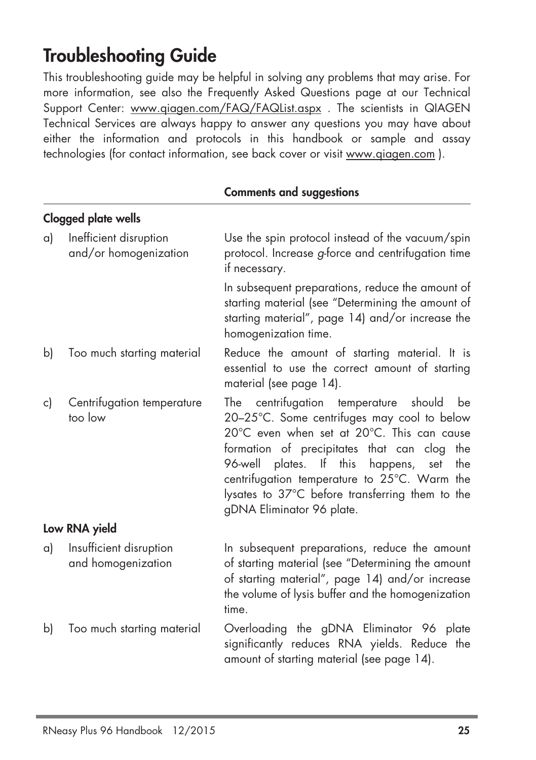# Troubleshooting Guide

This troubleshooting guide may be helpful in solving any problems that may arise. For more information, see also the Frequently Asked Questions page at our Technical Support Center: www.qiagen.com/FAQ/FAQList.aspx . The scientists in QIAGEN Technical Services are always happy to answer any questions you may have about either the information and protocols in this handbook or sample and assay technologies (for contact information, see back cover or visit www.qiagen.com ).

| | **Comments and suggestions** |
|---|---|
| **Clogged plate wells** | |
| a) Inefficient disruption and/or homogenization | Use the spin protocol instead of the vacuum/spin protocol. Increase *g*-force and centrifugation time if necessary.<br><br>In subsequent preparations, reduce the amount of starting material (see "Determining the amount of starting material", page 14) and/or increase the homogenization time. |
| b) Too much starting material | Reduce the amount of starting material. It is essential to use the correct amount of starting material (see page 14). |
| c) Centrifugation temperature too low | The centrifugation temperature should be 20–25°C. Some centrifuges may cool to below 20°C even when set at 20°C. This can cause formation of precipitates that can clog the 96-well plates. If this happens, set the centrifugation temperature to 25°C. Warm the lysates to 37°C before transferring them to the gDNA Eliminator 96 plate. |
| **Low RNA yield** | |
| a) Insufficient disruption and homogenization | In subsequent preparations, reduce the amount of starting material (see "Determining the amount of starting material", page 14) and/or increase the volume of lysis buffer and the homogenization time. |
| b) Too much starting material | Overloading the gDNA Eliminator 96 plate significantly reduces RNA yields. Reduce the amount of starting material (see page 14). |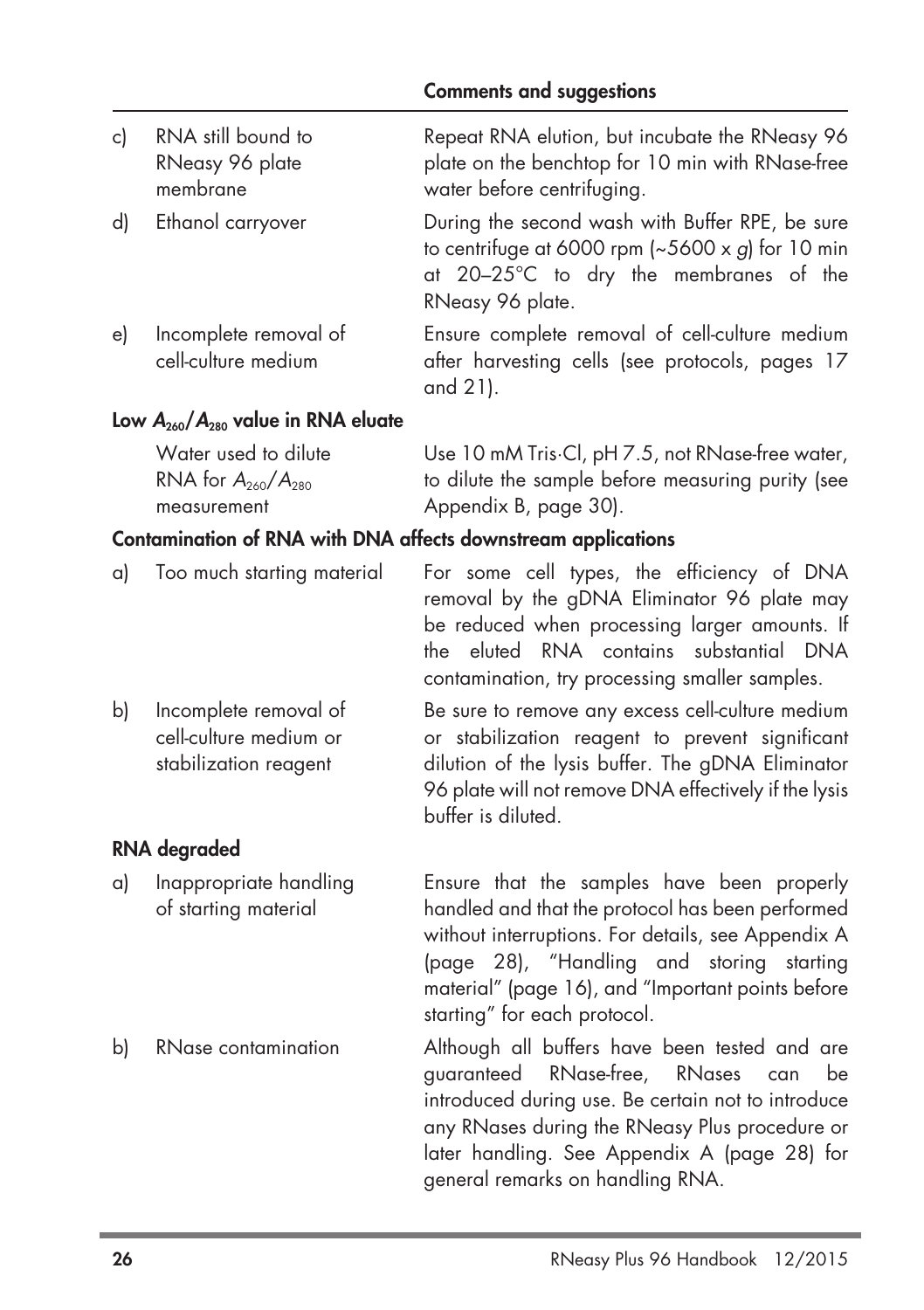| | | Comments and suggestions |
|---|---|---|
| c) | RNA still bound to RNeasy 96 plate membrane | Repeat RNA elution, but incubate the RNeasy 96 plate on the benchtop for 10 min with RNase-free water before centrifuging. |
| d) | Ethanol carryover | During the second wash with Buffer RPE, be sure to centrifuge at 6000 rpm (~5600 x *g*) for 10 min at 20–25°C to dry the membranes of the RNeasy 96 plate. |
| e) | Incomplete removal of cell-culture medium | Ensure complete removal of cell-culture medium after harvesting cells (see protocols, pages 17 and 21). |

**Low $A_{260}/A_{280}$ value in RNA eluate**

| | | |
|---|---|---|
| | Water used to dilute RNA for $A_{260}/A_{280}$ measurement | Use 10 mM Tris·Cl, pH 7.5, not RNase-free water, to dilute the sample before measuring purity (see Appendix B, page 30). |

**Contamination of RNA with DNA affects downstream applications**

| | | |
|---|---|---|
| a) | Too much starting material | For some cell types, the efficiency of DNA removal by the gDNA Eliminator 96 plate may be reduced when processing larger amounts. If the eluted RNA contains substantial DNA contamination, try processing smaller samples. |
| b) | Incomplete removal of cell-culture medium or stabilization reagent | Be sure to remove any excess cell-culture medium or stabilization reagent to prevent significant dilution of the lysis buffer. The gDNA Eliminator 96 plate will not remove DNA effectively if the lysis buffer is diluted. |

**RNA degraded**

| | | |
|---|---|---|
| a) | Inappropriate handling of starting material | Ensure that the samples have been properly handled and that the protocol has been performed without interruptions. For details, see Appendix A (page 28), "Handling and storing starting material" (page 16), and "Important points before starting" for each protocol. |
| b) | RNase contamination | Although all buffers have been tested and are guaranteed RNase-free, RNases can be introduced during use. Be certain not to introduce any RNases during the RNeasy Plus procedure or later handling. See Appendix A (page 28) for general remarks on handling RNA. |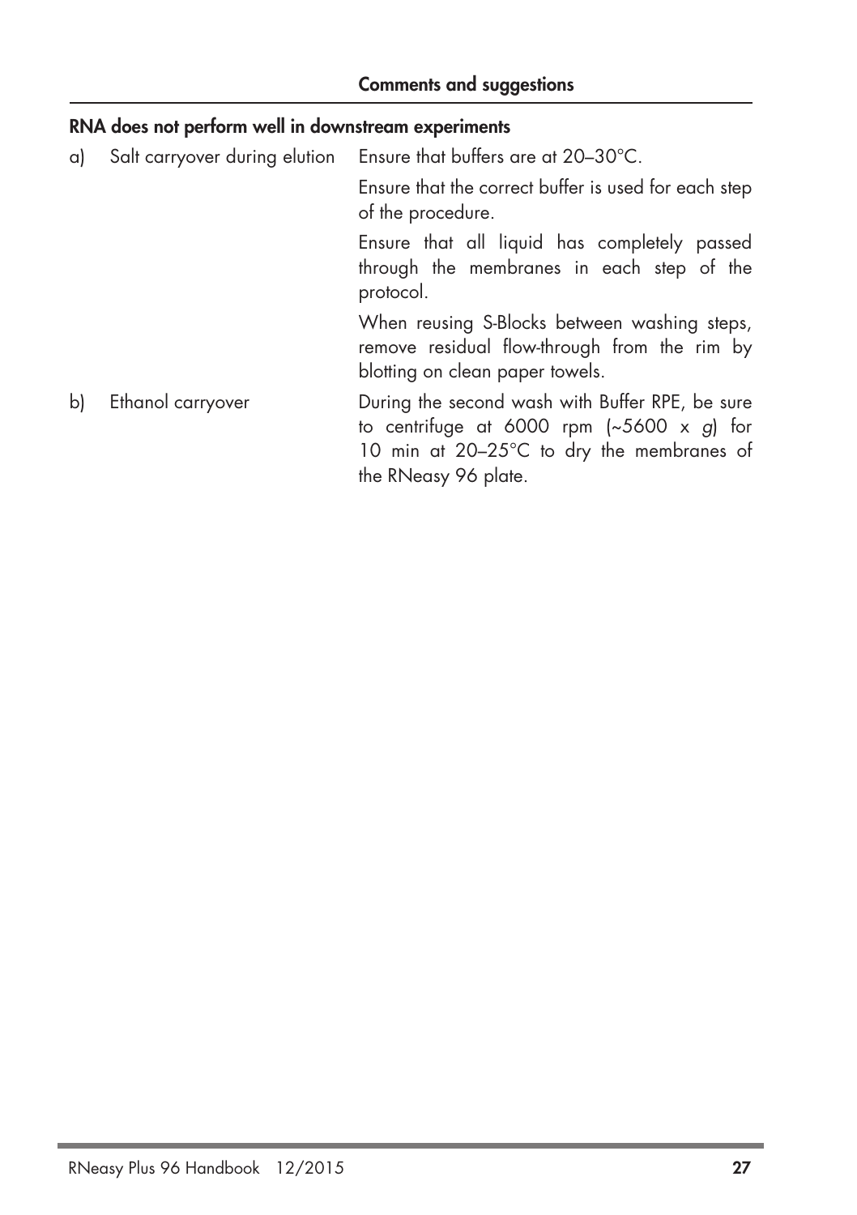| | Comments and suggestions |
|---|---|
| **RNA does not perform well in downstream experiments** | |
| a) Salt carryover during elution | Ensure that buffers are at 20–30°C. |
| | Ensure that the correct buffer is used for each step of the procedure. |
| | Ensure that all liquid has completely passed through the membranes in each step of the protocol. |
| | When reusing S-Blocks between washing steps, remove residual flow-through from the rim by blotting on clean paper towels. |
| b) Ethanol carryover | During the second wash with Buffer RPE, be sure to centrifuge at 6000 rpm (~5600 x *g*) for 10 min at 20–25°C to dry the membranes of the RNeasy 96 plate. |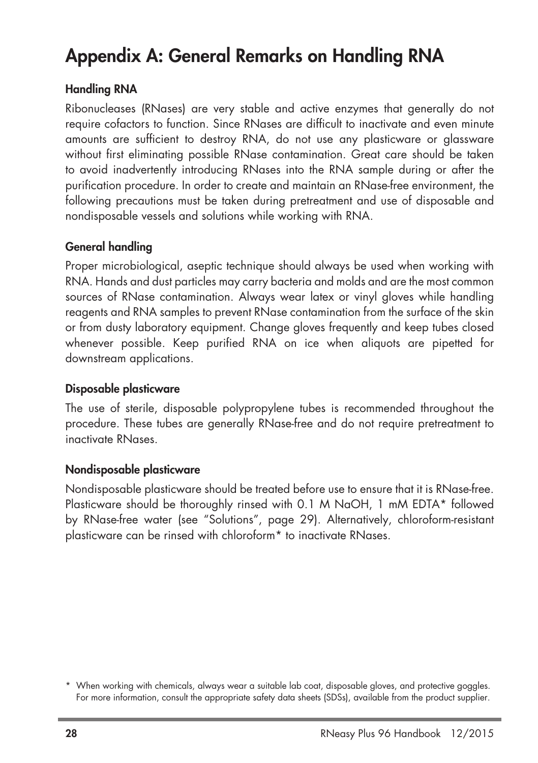# Appendix A: General Remarks on Handling RNA

### Handling RNA

Ribonucleases (RNases) are very stable and active enzymes that generally do not require cofactors to function. Since RNases are difficult to inactivate and even minute amounts are sufficient to destroy RNA, do not use any plasticware or glassware without first eliminating possible RNase contamination. Great care should be taken to avoid inadvertently introducing RNases into the RNA sample during or after the purification procedure. In order to create and maintain an RNase-free environment, the following precautions must be taken during pretreatment and use of disposable and nondisposable vessels and solutions while working with RNA.

### General handling

Proper microbiological, aseptic technique should always be used when working with RNA. Hands and dust particles may carry bacteria and molds and are the most common sources of RNase contamination. Always wear latex or vinyl gloves while handling reagents and RNA samples to prevent RNase contamination from the surface of the skin or from dusty laboratory equipment. Change gloves frequently and keep tubes closed whenever possible. Keep purified RNA on ice when aliquots are pipetted for downstream applications.

### Disposable plasticware

The use of sterile, disposable polypropylene tubes is recommended throughout the procedure. These tubes are generally RNase-free and do not require pretreatment to inactivate RNases.

### Nondisposable plasticware

Nondisposable plasticware should be treated before use to ensure that it is RNase-free. Plasticware should be thoroughly rinsed with 0.1 M NaOH, 1 mM EDTA* followed by RNase-free water (see "Solutions", page 29). Alternatively, chloroform-resistant plasticware can be rinsed with chloroform* to inactivate RNases.

\* When working with chemicals, always wear a suitable lab coat, disposable gloves, and protective goggles. For more information, consult the appropriate safety data sheets (SDSs), available from the product supplier.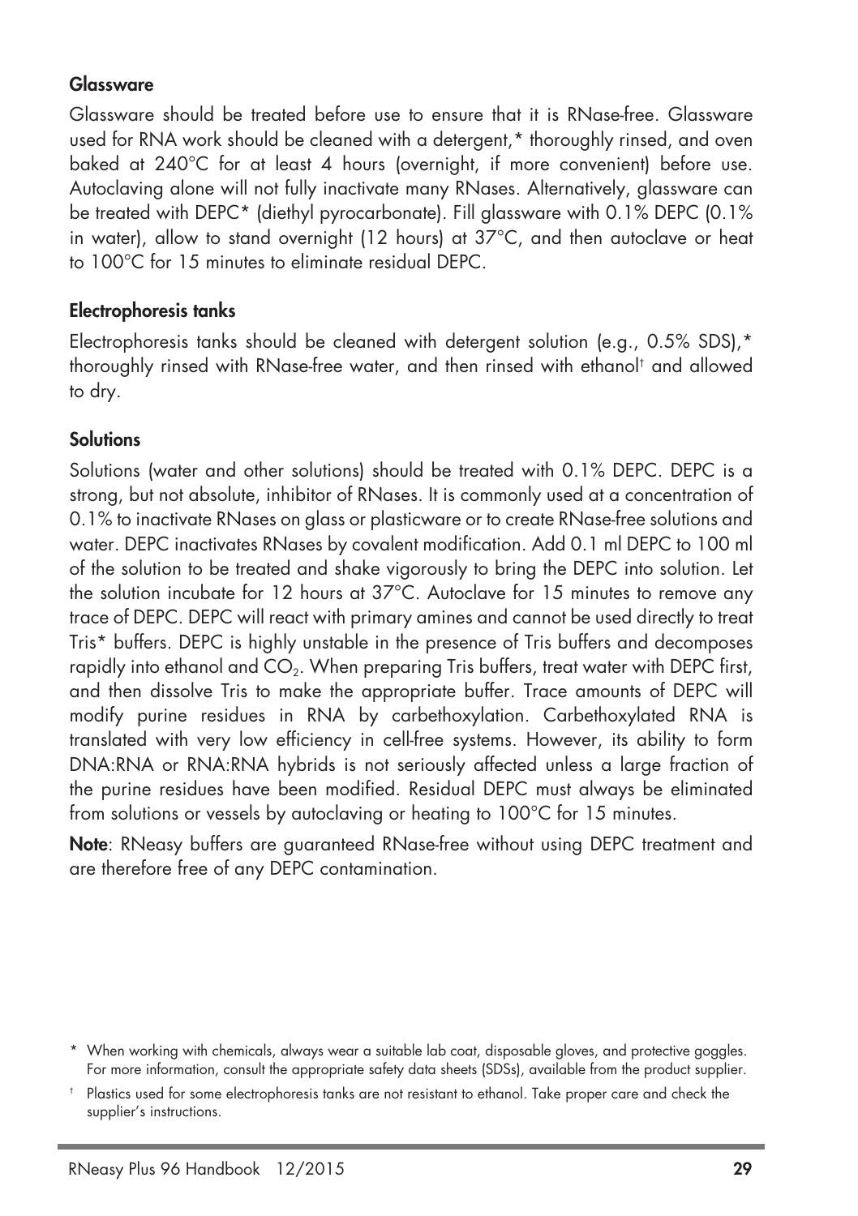### Glassware

Glassware should be treated before use to ensure that it is RNase-free. Glassware used for RNA work should be cleaned with a detergent,* thoroughly rinsed, and oven baked at 240°C for at least 4 hours (overnight, if more convenient) before use. Autoclaving alone will not fully inactivate many RNases. Alternatively, glassware can be treated with DEPC* (diethyl pyrocarbonate). Fill glassware with 0.1% DEPC (0.1% in water), allow to stand overnight (12 hours) at 37°C, and then autoclave or heat to 100°C for 15 minutes to eliminate residual DEPC.

### Electrophoresis tanks

Electrophoresis tanks should be cleaned with detergent solution (e.g., 0.5% SDS),* thoroughly rinsed with RNase-free water, and then rinsed with ethanol† and allowed to dry.

### Solutions

Solutions (water and other solutions) should be treated with 0.1% DEPC. DEPC is a strong, but not absolute, inhibitor of RNases. It is commonly used at a concentration of 0.1% to inactivate RNases on glass or plasticware or to create RNase-free solutions and water. DEPC inactivates RNases by covalent modification. Add 0.1 ml DEPC to 100 ml of the solution to be treated and shake vigorously to bring the DEPC into solution. Let the solution incubate for 12 hours at 37°C. Autoclave for 15 minutes to remove any trace of DEPC. DEPC will react with primary amines and cannot be used directly to treat Tris* buffers. DEPC is highly unstable in the presence of Tris buffers and decomposes rapidly into ethanol and $CO_2$. When preparing Tris buffers, treat water with DEPC first, and then dissolve Tris to make the appropriate buffer. Trace amounts of DEPC will modify purine residues in RNA by carbethoxylation. Carbethoxylated RNA is translated with very low efficiency in cell-free systems. However, its ability to form DNA:RNA or RNA:RNA hybrids is not seriously affected unless a large fraction of the purine residues have been modified. Residual DEPC must always be eliminated from solutions or vessels by autoclaving or heating to 100°C for 15 minutes.

**Note**: RNeasy buffers are guaranteed RNase-free without using DEPC treatment and are therefore free of any DEPC contamination.

\* When working with chemicals, always wear a suitable lab coat, disposable gloves, and protective goggles. For more information, consult the appropriate safety data sheets (SDSs), available from the product supplier.

† Plastics used for some electrophoresis tanks are not resistant to ethanol. Take proper care and check the supplier's instructions.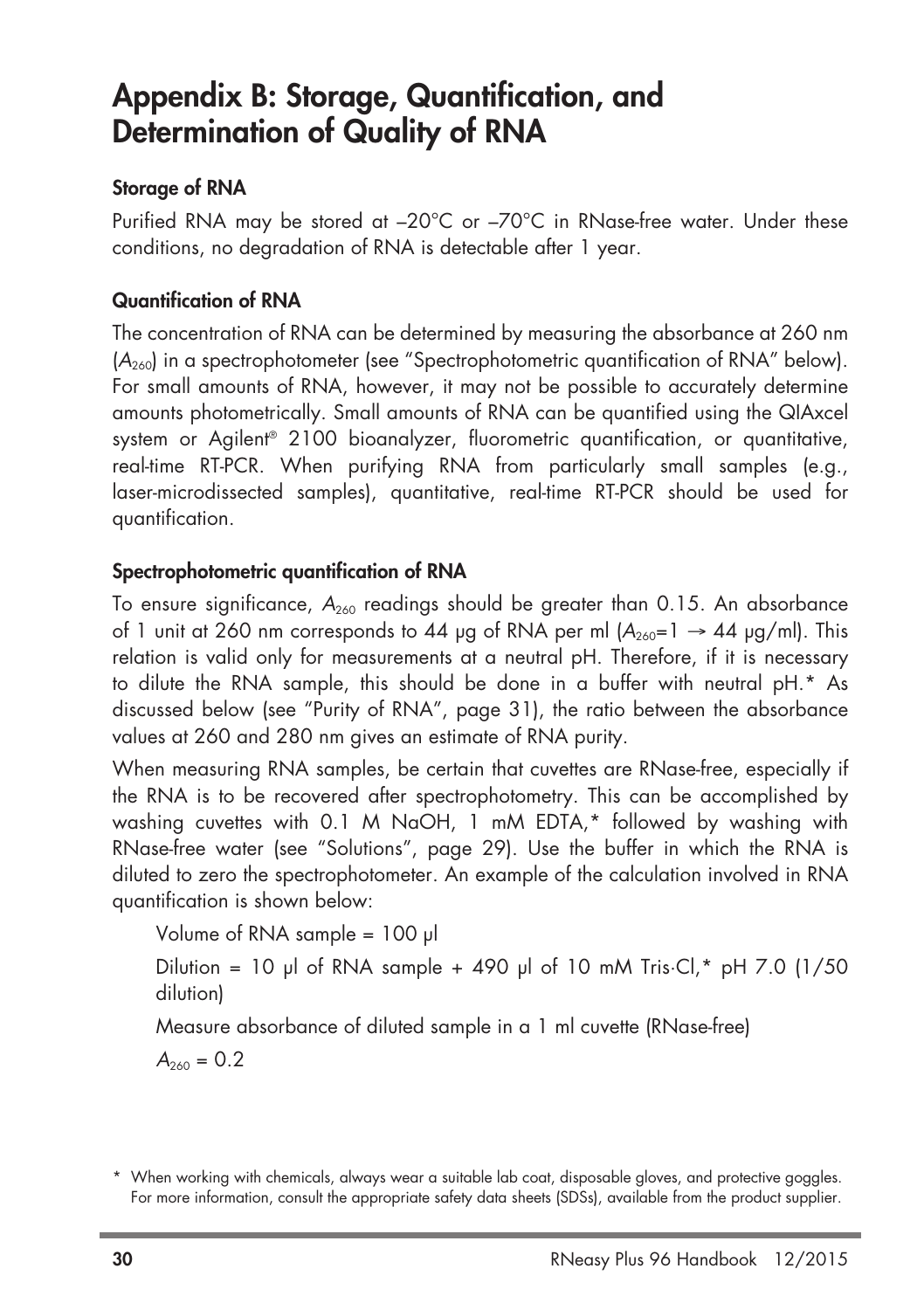# Appendix B: Storage, Quantification, and Determination of Quality of RNA

### Storage of RNA

Purified RNA may be stored at –20°C or –70°C in RNase-free water. Under these conditions, no degradation of RNA is detectable after 1 year.

### Quantification of RNA

The concentration of RNA can be determined by measuring the absorbance at 260 nm ($A_{260}$) in a spectrophotometer (see "Spectrophotometric quantification of RNA" below). For small amounts of RNA, however, it may not be possible to accurately determine amounts photometrically. Small amounts of RNA can be quantified using the QIAxcel system or Agilent® 2100 bioanalyzer, fluorometric quantification, or quantitative, real-time RT-PCR. When purifying RNA from particularly small samples (e.g., laser-microdissected samples), quantitative, real-time RT-PCR should be used for quantification.

### Spectrophotometric quantification of RNA

To ensure significance, $A_{260}$ readings should be greater than 0.15. An absorbance of 1 unit at 260 nm corresponds to 44 µg of RNA per ml ($A_{260}$=1 → 44 µg/ml). This relation is valid only for measurements at a neutral pH. Therefore, if it is necessary to dilute the RNA sample, this should be done in a buffer with neutral pH.* As discussed below (see "Purity of RNA", page 31), the ratio between the absorbance values at 260 and 280 nm gives an estimate of RNA purity.

When measuring RNA samples, be certain that cuvettes are RNase-free, especially if the RNA is to be recovered after spectrophotometry. This can be accomplished by washing cuvettes with 0.1 M NaOH, 1 mM EDTA,* followed by washing with RNase-free water (see "Solutions", page 29). Use the buffer in which the RNA is diluted to zero the spectrophotometer. An example of the calculation involved in RNA quantification is shown below:

Volume of RNA sample = 100 µl

Dilution = 10 µl of RNA sample + 490 µl of 10 mM Tris·Cl,* pH 7.0 (1/50 dilution)

Measure absorbance of diluted sample in a 1 ml cuvette (RNase-free)

$A_{260}$ = 0.2

\* When working with chemicals, always wear a suitable lab coat, disposable gloves, and protective goggles. For more information, consult the appropriate safety data sheets (SDSs), available from the product supplier.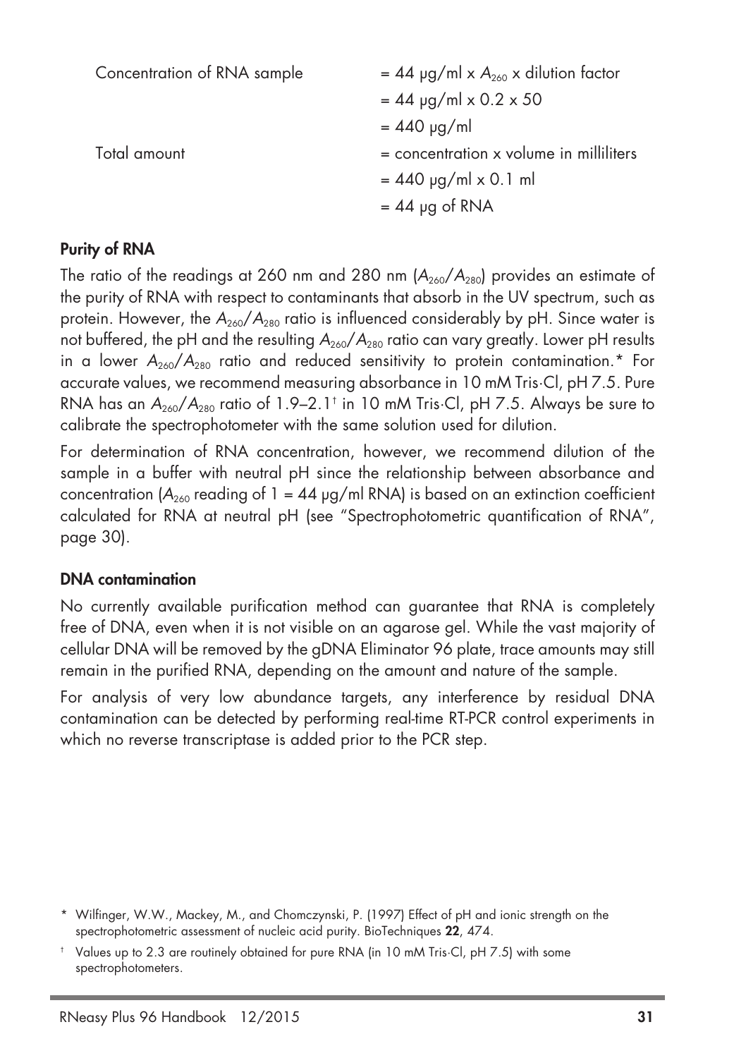Concentration of RNA sample = 44 µg/ml x $A_{260}$ x dilution factor
= 44 µg/ml x 0.2 x 50
= 440 µg/ml

Total amount = concentration x volume in milliliters
= 440 µg/ml x 0.1 ml
= 44 µg of RNA

### Purity of RNA

The ratio of the readings at 260 nm and 280 nm ($A_{260}/A_{280}$) provides an estimate of the purity of RNA with respect to contaminants that absorb in the UV spectrum, such as protein. However, the $A_{260}/A_{280}$ ratio is influenced considerably by pH. Since water is not buffered, the pH and the resulting $A_{260}/A_{280}$ ratio can vary greatly. Lower pH results in a lower $A_{260}/A_{280}$ ratio and reduced sensitivity to protein contamination.* For accurate values, we recommend measuring absorbance in 10 mM Tris·Cl, pH 7.5. Pure RNA has an $A_{260}/A_{280}$ ratio of 1.9–2.1[†] in 10 mM Tris·Cl, pH 7.5. Always be sure to calibrate the spectrophotometer with the same solution used for dilution.

For determination of RNA concentration, however, we recommend dilution of the sample in a buffer with neutral pH since the relationship between absorbance and concentration ($A_{260}$ reading of 1 = 44 µg/ml RNA) is based on an extinction coefficient calculated for RNA at neutral pH (see "Spectrophotometric quantification of RNA", page 30).

### DNA contamination

No currently available purification method can guarantee that RNA is completely free of DNA, even when it is not visible on an agarose gel. While the vast majority of cellular DNA will be removed by the gDNA Eliminator 96 plate, trace amounts may still remain in the purified RNA, depending on the amount and nature of the sample.

For analysis of very low abundance targets, any interference by residual DNA contamination can be detected by performing real-time RT-PCR control experiments in which no reverse transcriptase is added prior to the PCR step.

\* Wilfinger, W.W., Mackey, M., and Chomczynski, P. (1997) Effect of pH and ionic strength on the spectrophotometric assessment of nucleic acid purity. BioTechniques **22**, 474.

† Values up to 2.3 are routinely obtained for pure RNA (in 10 mM Tris·Cl, pH 7.5) with some spectrophotometers.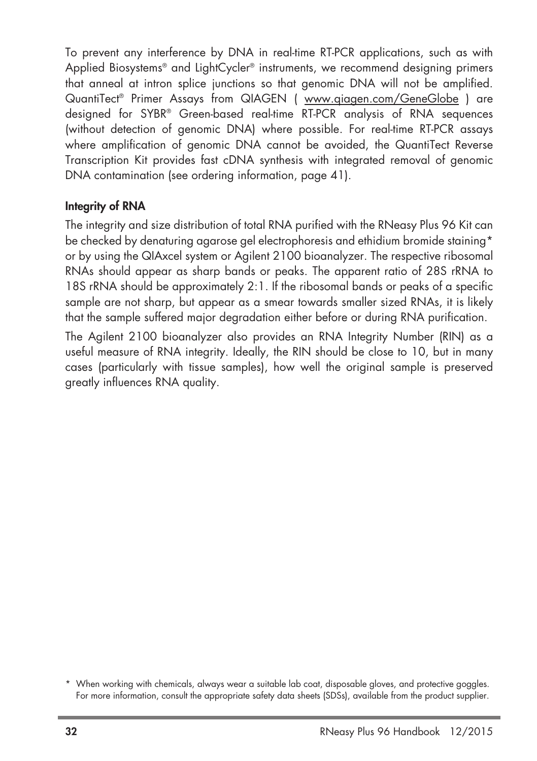To prevent any interference by DNA in real-time RT-PCR applications, such as with Applied Biosystems® and LightCycler® instruments, we recommend designing primers that anneal at intron splice junctions so that genomic DNA will not be amplified. QuantiTect® Primer Assays from QIAGEN ( www.qiagen.com/GeneGlobe ) are designed for SYBR® Green-based real-time RT-PCR analysis of RNA sequences (without detection of genomic DNA) where possible. For real-time RT-PCR assays where amplification of genomic DNA cannot be avoided, the QuantiTect Reverse Transcription Kit provides fast cDNA synthesis with integrated removal of genomic DNA contamination (see ordering information, page 41).

### Integrity of RNA

The integrity and size distribution of total RNA purified with the RNeasy Plus 96 Kit can be checked by denaturing agarose gel electrophoresis and ethidium bromide staining* or by using the QIAxcel system or Agilent 2100 bioanalyzer. The respective ribosomal RNAs should appear as sharp bands or peaks. The apparent ratio of 28S rRNA to 18S rRNA should be approximately 2:1. If the ribosomal bands or peaks of a specific sample are not sharp, but appear as a smear towards smaller sized RNAs, it is likely that the sample suffered major degradation either before or during RNA purification.

The Agilent 2100 bioanalyzer also provides an RNA Integrity Number (RIN) as a useful measure of RNA integrity. Ideally, the RIN should be close to 10, but in many cases (particularly with tissue samples), how well the original sample is preserved greatly influences RNA quality.

* When working with chemicals, always wear a suitable lab coat, disposable gloves, and protective goggles. For more information, consult the appropriate safety data sheets (SDSs), available from the product supplier.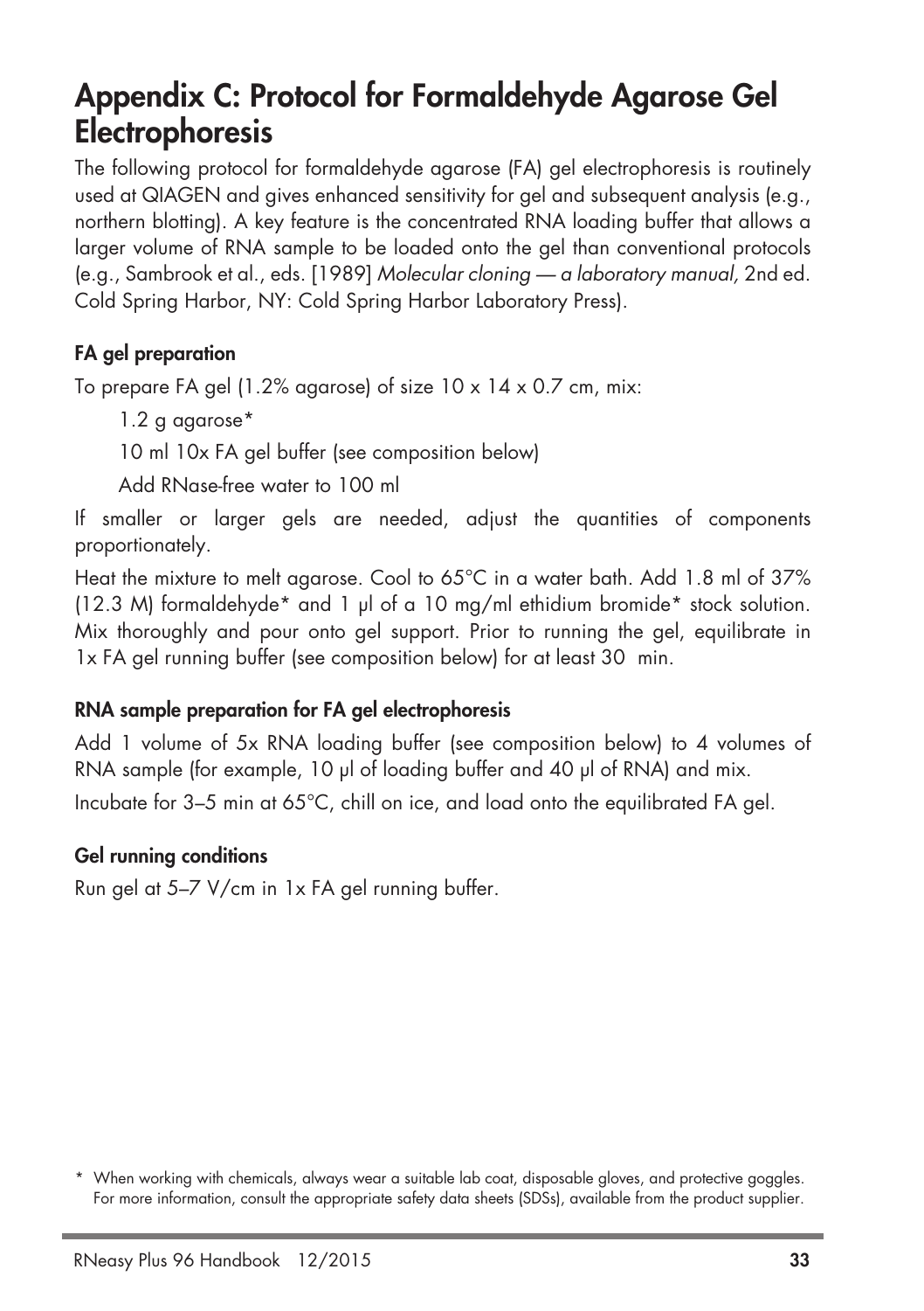# Appendix C: Protocol for Formaldehyde Agarose Gel Electrophoresis

The following protocol for formaldehyde agarose (FA) gel electrophoresis is routinely used at QIAGEN and gives enhanced sensitivity for gel and subsequent analysis (e.g., northern blotting). A key feature is the concentrated RNA loading buffer that allows a larger volume of RNA sample to be loaded onto the gel than conventional protocols (e.g., Sambrook et al., eds. [1989] *Molecular cloning — a laboratory manual,* 2nd ed. Cold Spring Harbor, NY: Cold Spring Harbor Laboratory Press).

### FA gel preparation

To prepare FA gel (1.2% agarose) of size 10 x 14 x 0.7 cm, mix:

1.2 g agarose*

10 ml 10x FA gel buffer (see composition below)

Add RNase-free water to 100 ml

If smaller or larger gels are needed, adjust the quantities of components proportionately.

Heat the mixture to melt agarose. Cool to 65°C in a water bath. Add 1.8 ml of 37% (12.3 M) formaldehyde* and 1 µl of a 10 mg/ml ethidium bromide* stock solution. Mix thoroughly and pour onto gel support. Prior to running the gel, equilibrate in 1x FA gel running buffer (see composition below) for at least 30 min.

### RNA sample preparation for FA gel electrophoresis

Add 1 volume of 5x RNA loading buffer (see composition below) to 4 volumes of RNA sample (for example, 10 µl of loading buffer and 40 µl of RNA) and mix.

Incubate for 3–5 min at 65°C, chill on ice, and load onto the equilibrated FA gel.

### Gel running conditions

Run gel at 5–7 V/cm in 1x FA gel running buffer.

\* When working with chemicals, always wear a suitable lab coat, disposable gloves, and protective goggles. For more information, consult the appropriate safety data sheets (SDSs), available from the product supplier.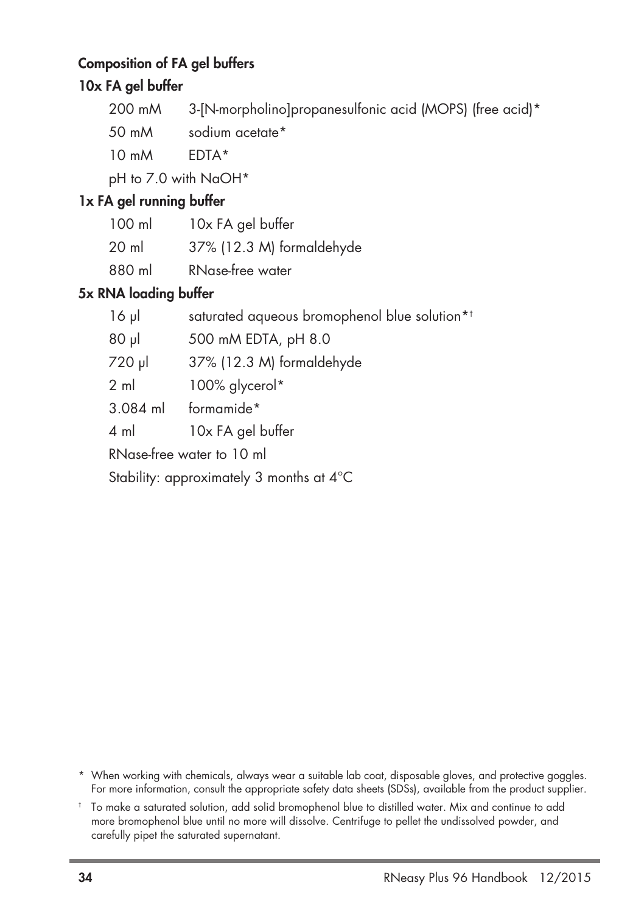## Composition of FA gel buffers

### 10x FA gel buffer

| | |
|---|---|
| 200 mM | 3-[N-morpholino]propanesulfonic acid (MOPS) (free acid)* |
| 50 mM | sodium acetate* |
| 10 mM | EDTA* |

pH to 7.0 with NaOH*

### 1x FA gel running buffer

| | |
|---|---|
| 100 ml | 10x FA gel buffer |
| 20 ml | 37% (12.3 M) formaldehyde |
| 880 ml | RNase-free water |

### 5x RNA loading buffer

| | |
|---|---|
| 16 µl | saturated aqueous bromophenol blue solution*† |
| 80 µl | 500 mM EDTA, pH 8.0 |
| 720 µl | 37% (12.3 M) formaldehyde |
| 2 ml | 100% glycerol* |
| 3.084 ml | formamide* |
| 4 ml | 10x FA gel buffer |

RNase-free water to 10 ml

Stability: approximately 3 months at 4°C

\* When working with chemicals, always wear a suitable lab coat, disposable gloves, and protective goggles. For more information, consult the appropriate safety data sheets (SDSs), available from the product supplier.

† To make a saturated solution, add solid bromophenol blue to distilled water. Mix and continue to add more bromophenol blue until no more will dissolve. Centrifuge to pellet the undissolved powder, and carefully pipet the saturated supernatant.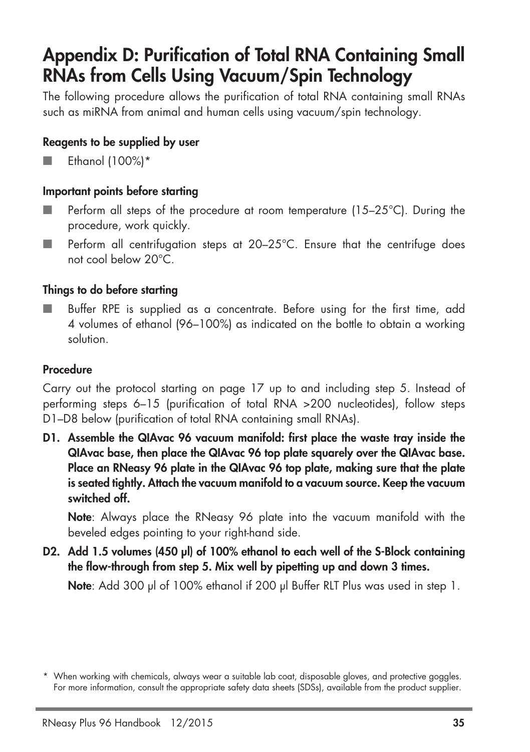# Appendix D: Purification of Total RNA Containing Small RNAs from Cells Using Vacuum/Spin Technology

The following procedure allows the purification of total RNA containing small RNAs such as miRNA from animal and human cells using vacuum/spin technology.

### Reagents to be supplied by user

- Ethanol (100%)*

### Important points before starting

- Perform all steps of the procedure at room temperature (15–25°C). During the procedure, work quickly.
- Perform all centrifugation steps at 20–25°C. Ensure that the centrifuge does not cool below 20°C.

### Things to do before starting

- Buffer RPE is supplied as a concentrate. Before using for the first time, add 4 volumes of ethanol (96–100%) as indicated on the bottle to obtain a working solution.

### Procedure

Carry out the protocol starting on page 17 up to and including step 5. Instead of performing steps 6–15 (purification of total RNA >200 nucleotides), follow steps D1–D8 below (purification of total RNA containing small RNAs).

**D1. Assemble the QIAvac 96 vacuum manifold: first place the waste tray inside the QIAvac base, then place the QIAvac 96 top plate squarely over the QIAvac base. Place an RNeasy 96 plate in the QIAvac 96 top plate, making sure that the plate is seated tightly. Attach the vacuum manifold to a vacuum source. Keep the vacuum switched off.**

**Note**: Always place the RNeasy 96 plate into the vacuum manifold with the beveled edges pointing to your right-hand side.

**D2. Add 1.5 volumes (450 µl) of 100% ethanol to each well of the S-Block containing the flow-through from step 5. Mix well by pipetting up and down 3 times.**

**Note**: Add 300 µl of 100% ethanol if 200 µl Buffer RLT Plus was used in step 1.

\* When working with chemicals, always wear a suitable lab coat, disposable gloves, and protective goggles. For more information, consult the appropriate safety data sheets (SDSs), available from the product supplier.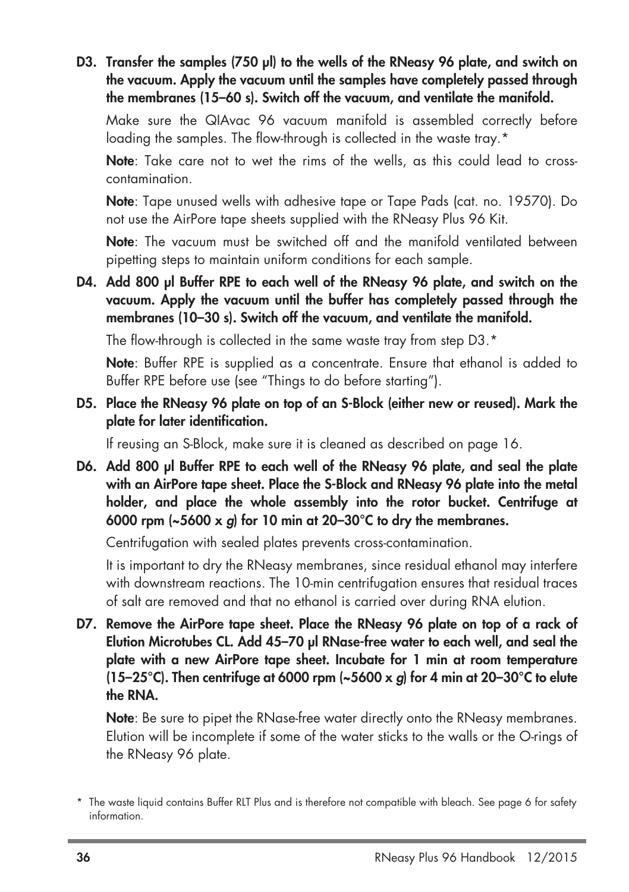**D3. Transfer the samples (750 µl) to the wells of the RNeasy 96 plate, and switch on the vacuum. Apply the vacuum until the samples have completely passed through the membranes (15–60 s). Switch off the vacuum, and ventilate the manifold.**

Make sure the QIAvac 96 vacuum manifold is assembled correctly before loading the samples. The flow-through is collected in the waste tray.*

**Note**: Take care not to wet the rims of the wells, as this could lead to cross-contamination.

**Note**: Tape unused wells with adhesive tape or Tape Pads (cat. no. 19570). Do not use the AirPore tape sheets supplied with the RNeasy Plus 96 Kit.

**Note**: The vacuum must be switched off and the manifold ventilated between pipetting steps to maintain uniform conditions for each sample.

**D4. Add 800 µl Buffer RPE to each well of the RNeasy 96 plate, and switch on the vacuum. Apply the vacuum until the buffer has completely passed through the membranes (10–30 s). Switch off the vacuum, and ventilate the manifold.**

The flow-through is collected in the same waste tray from step D3.*

**Note**: Buffer RPE is supplied as a concentrate. Ensure that ethanol is added to Buffer RPE before use (see "Things to do before starting").

**D5. Place the RNeasy 96 plate on top of an S-Block (either new or reused). Mark the plate for later identification.**

If reusing an S-Block, make sure it is cleaned as described on page 16.

**D6. Add 800 µl Buffer RPE to each well of the RNeasy 96 plate, and seal the plate with an AirPore tape sheet. Place the S-Block and RNeasy 96 plate into the metal holder, and place the whole assembly into the rotor bucket. Centrifuge at 6000 rpm (~5600 x *g*) for 10 min at 20–30°C to dry the membranes.**

Centrifugation with sealed plates prevents cross-contamination.

It is important to dry the RNeasy membranes, since residual ethanol may interfere with downstream reactions. The 10-min centrifugation ensures that residual traces of salt are removed and that no ethanol is carried over during RNA elution.

**D7. Remove the AirPore tape sheet. Place the RNeasy 96 plate on top of a rack of Elution Microtubes CL. Add 45–70 µl RNase-free water to each well, and seal the plate with a new AirPore tape sheet. Incubate for 1 min at room temperature (15–25°C). Then centrifuge at 6000 rpm (~5600 x *g*) for 4 min at 20–30°C to elute the RNA.**

**Note**: Be sure to pipet the RNase-free water directly onto the RNeasy membranes. Elution will be incomplete if some of the water sticks to the walls or the O-rings of the RNeasy 96 plate.

* The waste liquid contains Buffer RLT Plus and is therefore not compatible with bleach. See page 6 for safety information.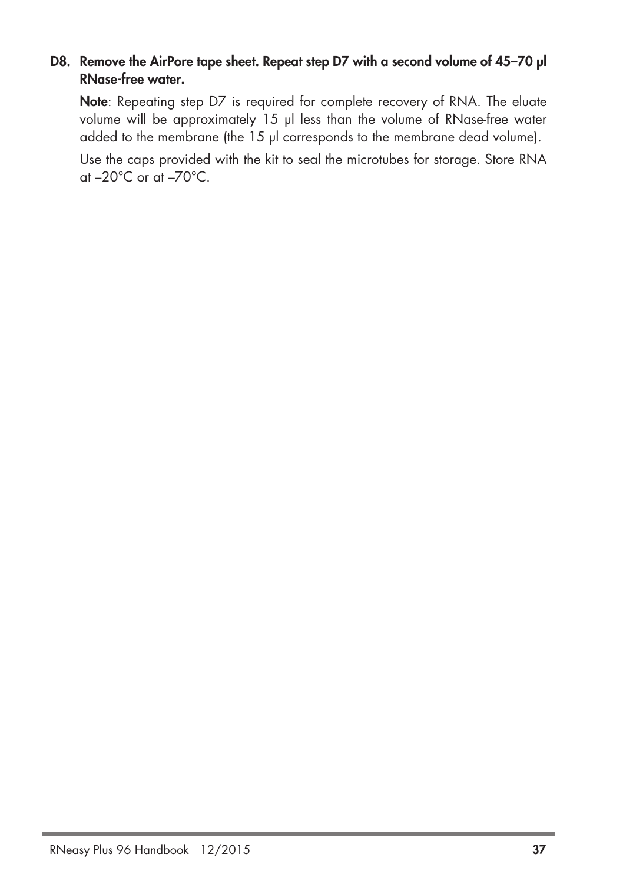**D8. Remove the AirPore tape sheet. Repeat step D7 with a second volume of 45–70 µl RNase-free water.**

**Note**: Repeating step D7 is required for complete recovery of RNA. The eluate volume will be approximately 15 µl less than the volume of RNase-free water added to the membrane (the 15 µl corresponds to the membrane dead volume).

Use the caps provided with the kit to seal the microtubes for storage. Store RNA at –20°C or at –70°C.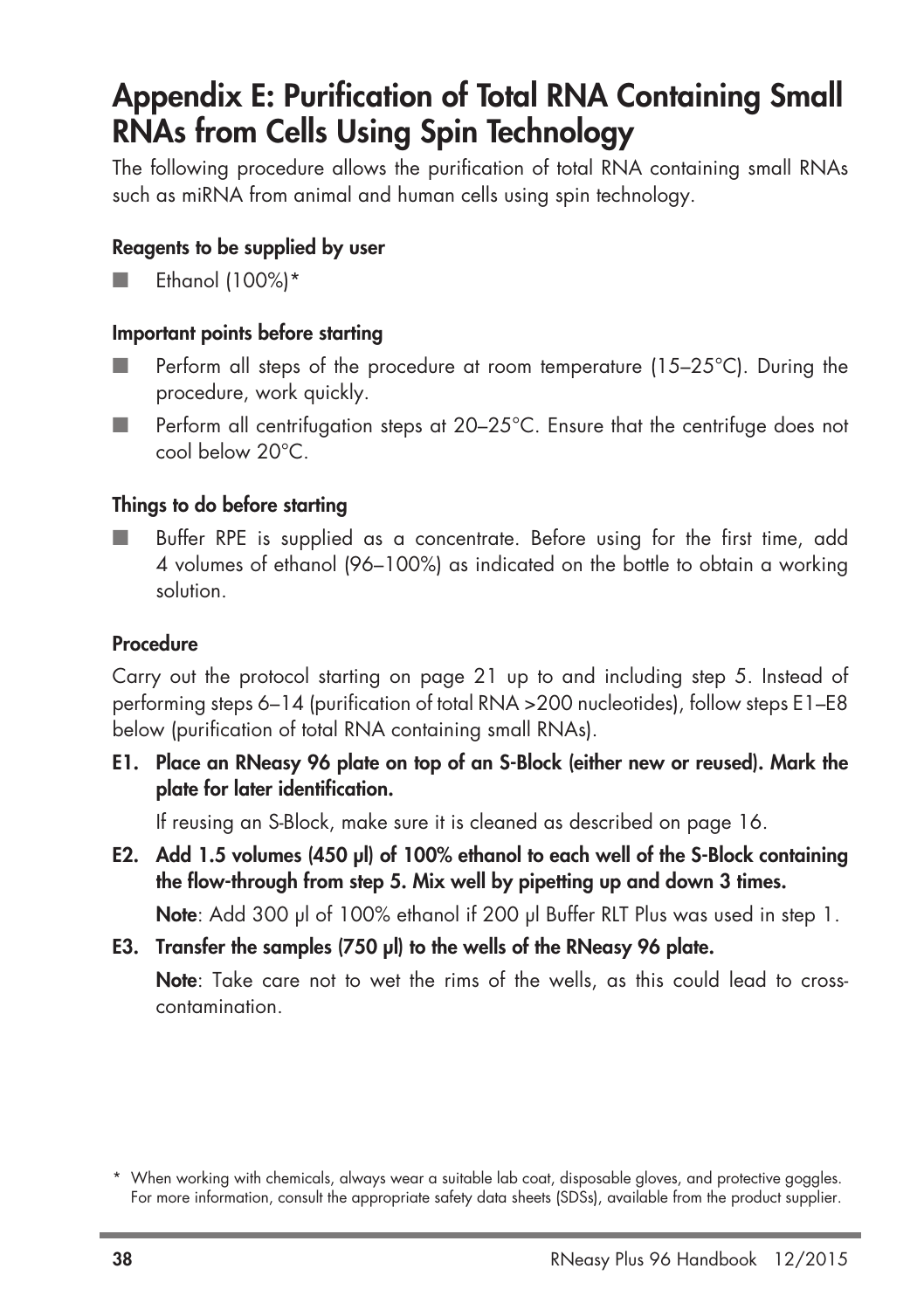# Appendix E: Purification of Total RNA Containing Small RNAs from Cells Using Spin Technology

The following procedure allows the purification of total RNA containing small RNAs such as miRNA from animal and human cells using spin technology.

### Reagents to be supplied by user

- Ethanol (100%)*

### Important points before starting

- Perform all steps of the procedure at room temperature (15–25°C). During the procedure, work quickly.
- Perform all centrifugation steps at 20–25°C. Ensure that the centrifuge does not cool below 20°C.

### Things to do before starting

- Buffer RPE is supplied as a concentrate. Before using for the first time, add 4 volumes of ethanol (96–100%) as indicated on the bottle to obtain a working solution.

### Procedure

Carry out the protocol starting on page 21 up to and including step 5. Instead of performing steps 6–14 (purification of total RNA >200 nucleotides), follow steps E1–E8 below (purification of total RNA containing small RNAs).

**E1. Place an RNeasy 96 plate on top of an S-Block (either new or reused). Mark the plate for later identification.**

If reusing an S-Block, make sure it is cleaned as described on page 16.

**E2. Add 1.5 volumes (450 µl) of 100% ethanol to each well of the S-Block containing the flow-through from step 5. Mix well by pipetting up and down 3 times.**

**Note**: Add 300 µl of 100% ethanol if 200 µl Buffer RLT Plus was used in step 1.

**E3. Transfer the samples (750 µl) to the wells of the RNeasy 96 plate.**

**Note**: Take care not to wet the rims of the wells, as this could lead to cross-contamination.

\* When working with chemicals, always wear a suitable lab coat, disposable gloves, and protective goggles. For more information, consult the appropriate safety data sheets (SDSs), available from the product supplier.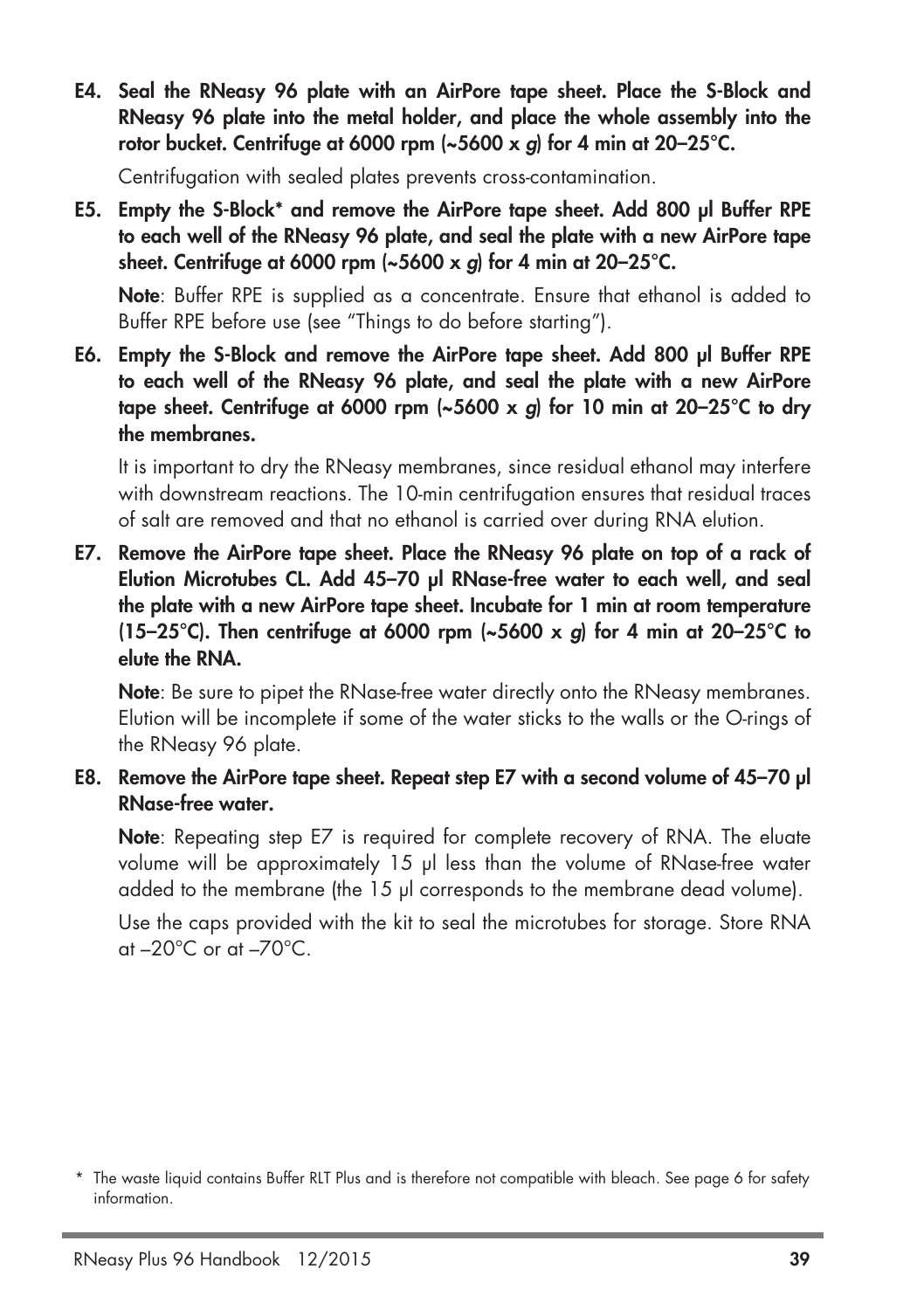**E4. Seal the RNeasy 96 plate with an AirPore tape sheet. Place the S-Block and RNeasy 96 plate into the metal holder, and place the whole assembly into the rotor bucket. Centrifuge at 6000 rpm (~5600 x *g*) for 4 min at 20–25°C.**

Centrifugation with sealed plates prevents cross-contamination.

**E5. Empty the S-Block\* and remove the AirPore tape sheet. Add 800 µl Buffer RPE to each well of the RNeasy 96 plate, and seal the plate with a new AirPore tape sheet. Centrifuge at 6000 rpm (~5600 x *g*) for 4 min at 20–25°C.**

**Note**: Buffer RPE is supplied as a concentrate. Ensure that ethanol is added to Buffer RPE before use (see "Things to do before starting").

**E6. Empty the S-Block and remove the AirPore tape sheet. Add 800 µl Buffer RPE to each well of the RNeasy 96 plate, and seal the plate with a new AirPore tape sheet. Centrifuge at 6000 rpm (~5600 x *g*) for 10 min at 20–25°C to dry the membranes.**

It is important to dry the RNeasy membranes, since residual ethanol may interfere with downstream reactions. The 10-min centrifugation ensures that residual traces of salt are removed and that no ethanol is carried over during RNA elution.

**E7. Remove the AirPore tape sheet. Place the RNeasy 96 plate on top of a rack of Elution Microtubes CL. Add 45–70 µl RNase-free water to each well, and seal the plate with a new AirPore tape sheet. Incubate for 1 min at room temperature (15–25°C). Then centrifuge at 6000 rpm (~5600 x *g*) for 4 min at 20–25°C to elute the RNA.**

**Note**: Be sure to pipet the RNase-free water directly onto the RNeasy membranes. Elution will be incomplete if some of the water sticks to the walls or the O-rings of the RNeasy 96 plate.

**E8. Remove the AirPore tape sheet. Repeat step E7 with a second volume of 45–70 µl RNase-free water.**

**Note**: Repeating step E7 is required for complete recovery of RNA. The eluate volume will be approximately 15 µl less than the volume of RNase-free water added to the membrane (the 15 µl corresponds to the membrane dead volume).

Use the caps provided with the kit to seal the microtubes for storage. Store RNA at –20°C or at –70°C.

\* The waste liquid contains Buffer RLT Plus and is therefore not compatible with bleach. See page 6 for safety information.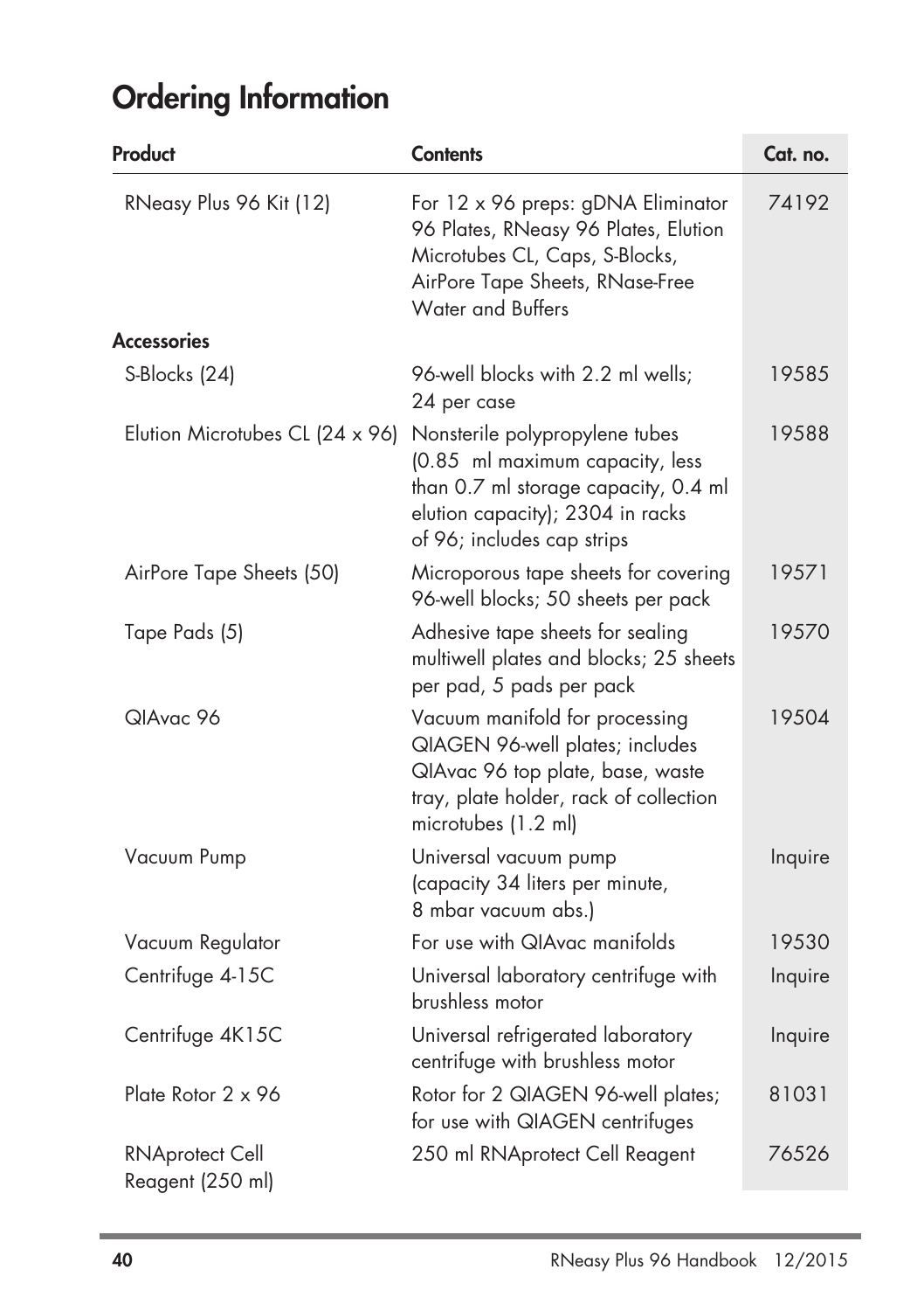# Ordering Information

| Product | Contents | Cat. no. |
|---|---|---|
| RNeasy Plus 96 Kit (12) | For 12 x 96 preps: gDNA Eliminator 96 Plates, RNeasy 96 Plates, Elution Microtubes CL, Caps, S-Blocks, AirPore Tape Sheets, RNase-Free Water and Buffers | 74192 |
| **Accessories** | | |
| S-Blocks (24) | 96-well blocks with 2.2 ml wells; 24 per case | 19585 |
| Elution Microtubes CL (24 x 96) | Nonsterile polypropylene tubes (0.85 ml maximum capacity, less than 0.7 ml storage capacity, 0.4 ml elution capacity); 2304 in racks of 96; includes cap strips | 19588 |
| AirPore Tape Sheets (50) | Microporous tape sheets for covering 96-well blocks; 50 sheets per pack | 19571 |
| Tape Pads (5) | Adhesive tape sheets for sealing multiwell plates and blocks; 25 sheets per pad, 5 pads per pack | 19570 |
| QIAvac 96 | Vacuum manifold for processing QIAGEN 96-well plates; includes QIAvac 96 top plate, base, waste tray, plate holder, rack of collection microtubes (1.2 ml) | 19504 |
| Vacuum Pump | Universal vacuum pump (capacity 34 liters per minute, 8 mbar vacuum abs.) | Inquire |
| Vacuum Regulator | For use with QIAvac manifolds | 19530 |
| Centrifuge 4-15C | Universal laboratory centrifuge with brushless motor | Inquire |
| Centrifuge 4K15C | Universal refrigerated laboratory centrifuge with brushless motor | Inquire |
| Plate Rotor 2 x 96 | Rotor for 2 QIAGEN 96-well plates; for use with QIAGEN centrifuges | 81031 |
| RNAprotect Cell Reagent (250 ml) | 250 ml RNAprotect Cell Reagent | 76526 |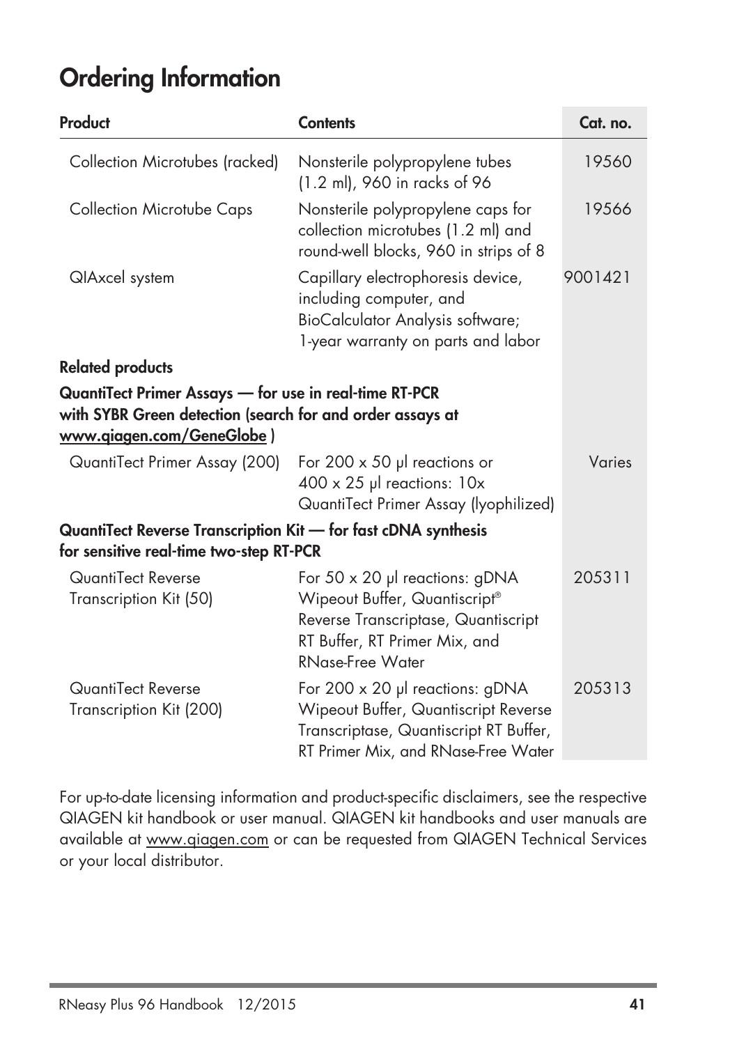# Ordering Information

| Product | Contents | Cat. no. |
|---|---|---|
| Collection Microtubes (racked) | Nonsterile polypropylene tubes (1.2 ml), 960 in racks of 96 | 19560 |
| Collection Microtube Caps | Nonsterile polypropylene caps for collection microtubes (1.2 ml) and round-well blocks, 960 in strips of 8 | 19566 |
| QIAxcel system | Capillary electrophoresis device, including computer, and BioCalculator Analysis software; 1-year warranty on parts and labor | 9001421 |
| **Related products** | | |
| **QuantiTect Primer Assays — for use in real-time RT-PCR with SYBR Green detection (search for and order assays at www.qiagen.com/GeneGlobe )** | | |
| QuantiTect Primer Assay (200) | For 200 x 50 µl reactions or 400 x 25 µl reactions: 10x QuantiTect Primer Assay (lyophilized) | Varies |
| **QuantiTect Reverse Transcription Kit — for fast cDNA synthesis for sensitive real-time two-step RT-PCR** | | |
| QuantiTect Reverse Transcription Kit (50) | For 50 x 20 µl reactions: gDNA Wipeout Buffer, Quantiscript® Reverse Transcriptase, Quantiscript RT Buffer, RT Primer Mix, and RNase-Free Water | 205311 |
| QuantiTect Reverse Transcription Kit (200) | For 200 x 20 µl reactions: gDNA Wipeout Buffer, Quantiscript Reverse Transcriptase, Quantiscript RT Buffer, RT Primer Mix, and RNase-Free Water | 205313 |

For up-to-date licensing information and product-specific disclaimers, see the respective QIAGEN kit handbook or user manual. QIAGEN kit handbooks and user manuals are available at www.qiagen.com or can be requested from QIAGEN Technical Services or your local distributor.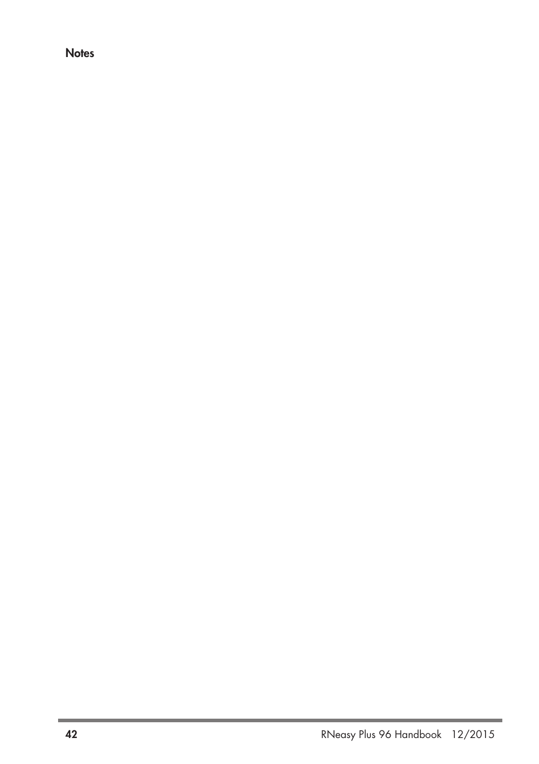# Notes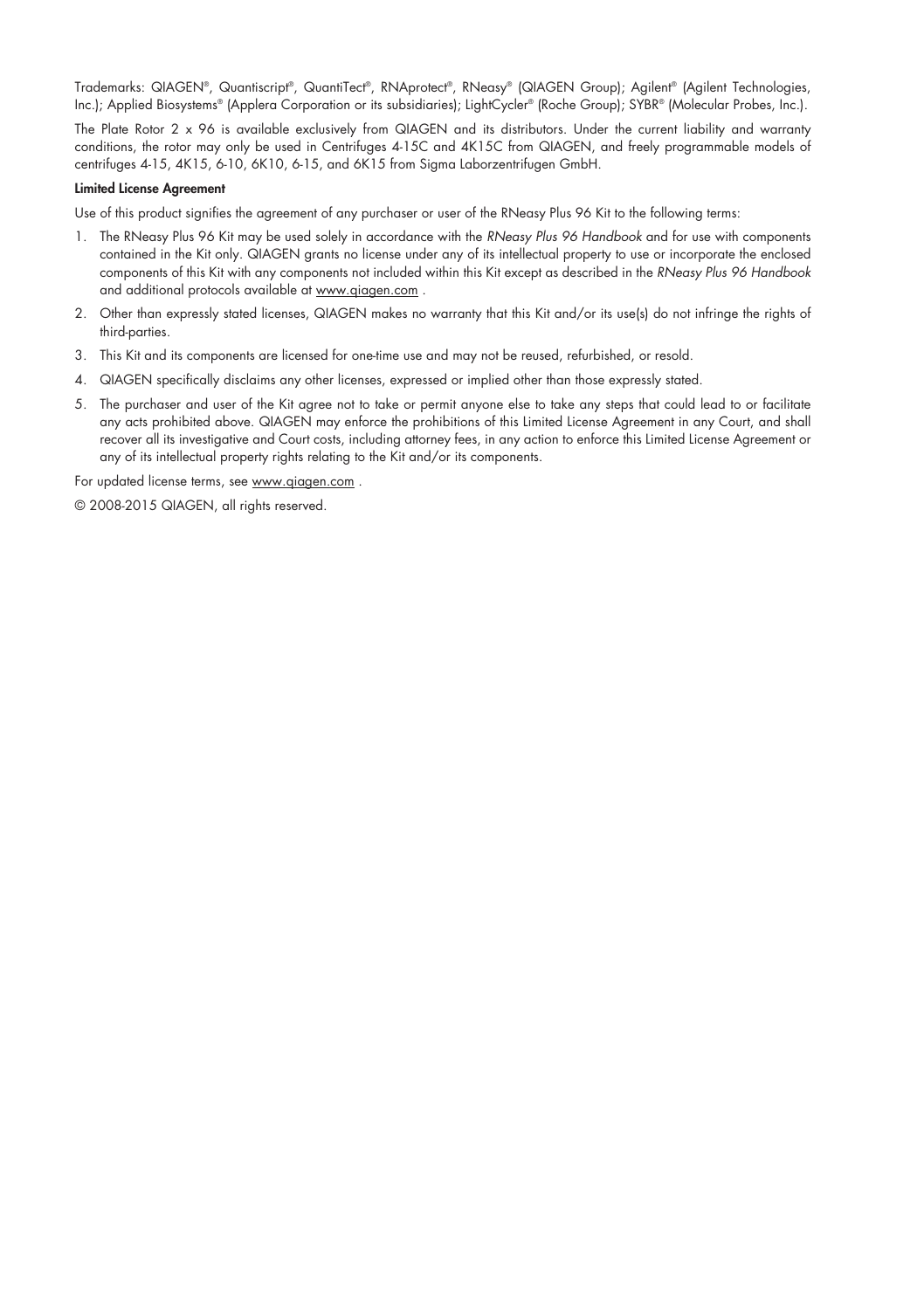Trademarks: QIAGEN®, Quantiscript®, QuantiTect®, RNAprotect®, RNeasy® (QIAGEN Group); Agilent® (Agilent Technologies, Inc.); Applied Biosystems® (Applera Corporation or its subsidiaries); LightCycler® (Roche Group); SYBR® (Molecular Probes, Inc.).

The Plate Rotor 2 x 96 is available exclusively from QIAGEN and its distributors. Under the current liability and warranty conditions, the rotor may only be used in Centrifuges 4-15C and 4K15C from QIAGEN, and freely programmable models of centrifuges 4-15, 4K15, 6-10, 6K10, 6-15, and 6K15 from Sigma Laborzentrifugen GmbH.

**Limited License Agreement**

Use of this product signifies the agreement of any purchaser or user of the RNeasy Plus 96 Kit to the following terms:

1. The RNeasy Plus 96 Kit may be used solely in accordance with the *RNeasy Plus 96 Handbook* and for use with components contained in the Kit only. QIAGEN grants no license under any of its intellectual property to use or incorporate the enclosed components of this Kit with any components not included within this Kit except as described in the *RNeasy Plus 96 Handbook* and additional protocols available at www.qiagen.com .
2. Other than expressly stated licenses, QIAGEN makes no warranty that this Kit and/or its use(s) do not infringe the rights of third-parties.
3. This Kit and its components are licensed for one-time use and may not be reused, refurbished, or resold.
4. QIAGEN specifically disclaims any other licenses, expressed or implied other than those expressly stated.
5. The purchaser and user of the Kit agree not to take or permit anyone else to take any steps that could lead to or facilitate any acts prohibited above. QIAGEN may enforce the prohibitions of this Limited License Agreement in any Court, and shall recover all its investigative and Court costs, including attorney fees, in any action to enforce this Limited License Agreement or any of its intellectual property rights relating to the Kit and/or its components.

For updated license terms, see www.qiagen.com .

© 2008-2015 QIAGEN, all rights reserved.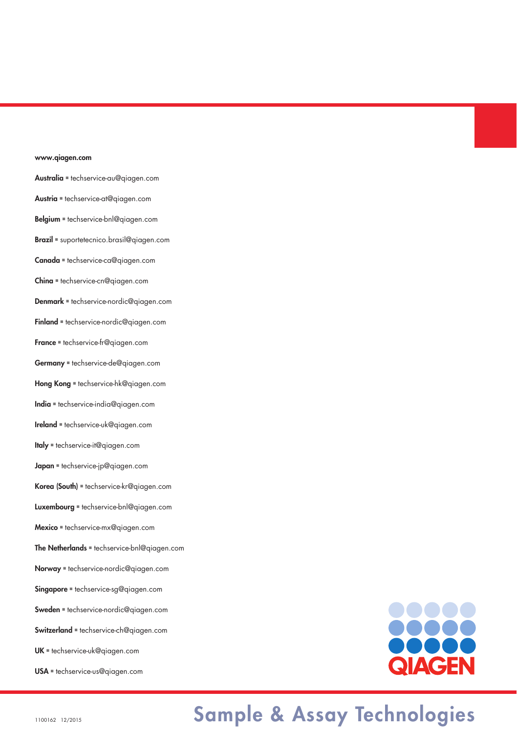**www.qiagen.com**

**Australia** ▪ techservice-au@qiagen.com

**Austria** ▪ techservice-at@qiagen.com

**Belgium** ▪ techservice-bnl@qiagen.com

**Brazil** ▪ suportetecnico.brasil@qiagen.com

**Canada** ▪ techservice-ca@qiagen.com

**China** ▪ techservice-cn@qiagen.com

**Denmark** ▪ techservice-nordic@qiagen.com

**Finland** ▪ techservice-nordic@qiagen.com

**France** ▪ techservice-fr@qiagen.com

**Germany** ▪ techservice-de@qiagen.com

**Hong Kong** ▪ techservice-hk@qiagen.com

**India** ▪ techservice-india@qiagen.com

**Ireland** ▪ techservice-uk@qiagen.com

**Italy** ▪ techservice-it@qiagen.com

**Japan** ▪ techservice-jp@qiagen.com

**Korea (South)** ▪ techservice-kr@qiagen.com

**Luxembourg** ▪ techservice-bnl@qiagen.com

**Mexico** ▪ techservice-mx@qiagen.com

**The Netherlands** ▪ techservice-bnl@qiagen.com

**Norway** ▪ techservice-nordic@qiagen.com

**Singapore** ▪ techservice-sg@qiagen.com

**Sweden** ▪ techservice-nordic@qiagen.com

**Switzerland** ▪ techservice-ch@qiagen.com

**UK** ▪ techservice-uk@qiagen.com

**USA** ▪ techservice-us@qiagen.com

QIAGEN

1100162 12/2015

Sample & Assay Technologies